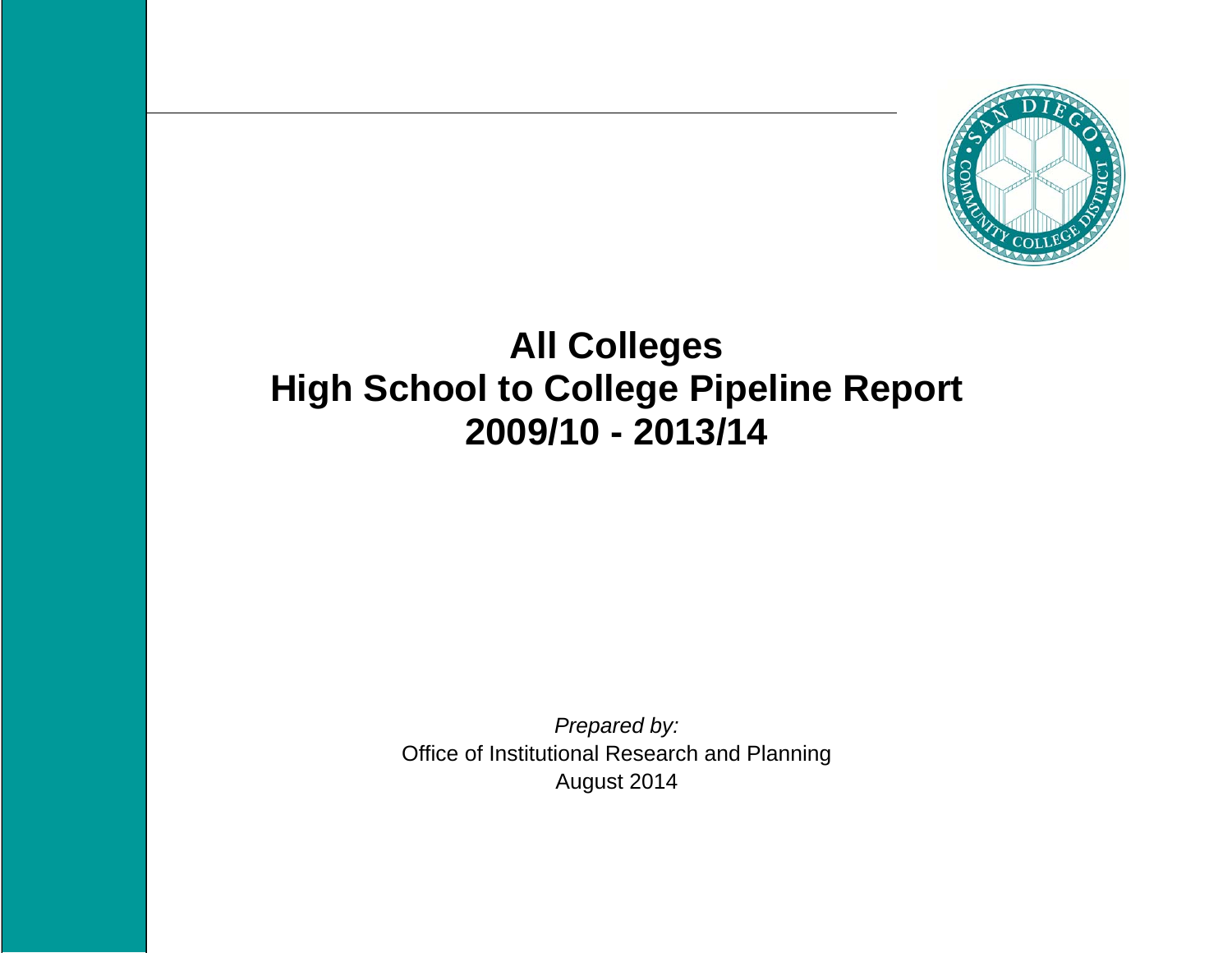# All Colleges
# High School to College Pipeline Report
# 2009/10 - 2013/14

*Prepared by:*

Office of Institutional Research and Planning

August 2014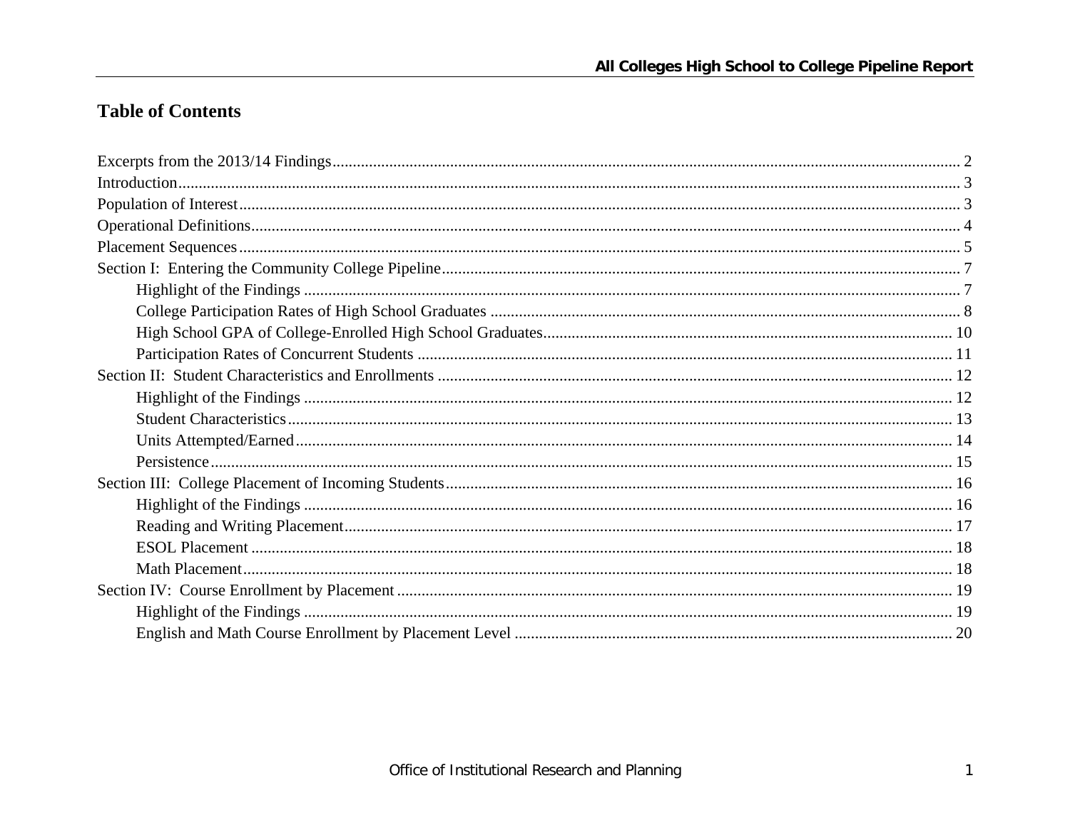## Table of Contents

Excerpts from the 2013/14 Findings ........ 2
Introduction ........ 3
Population of Interest ........ 3
Operational Definitions ........ 4
Placement Sequences ........ 5
Section I: Entering the Community College Pipeline ........ 7
- Highlight of the Findings ........ 7
- College Participation Rates of High School Graduates ........ 8
- High School GPA of College-Enrolled High School Graduates ........ 10
- Participation Rates of Concurrent Students ........ 11

Section II: Student Characteristics and Enrollments ........ 12
- Highlight of the Findings ........ 12
- Student Characteristics ........ 13
- Units Attempted/Earned ........ 14
- Persistence ........ 15

Section III: College Placement of Incoming Students ........ 16
- Highlight of the Findings ........ 16
- Reading and Writing Placement ........ 17
- ESOL Placement ........ 18
- Math Placement ........ 18

Section IV: Course Enrollment by Placement ........ 19
- Highlight of the Findings ........ 19
- English and Math Course Enrollment by Placement Level ........ 20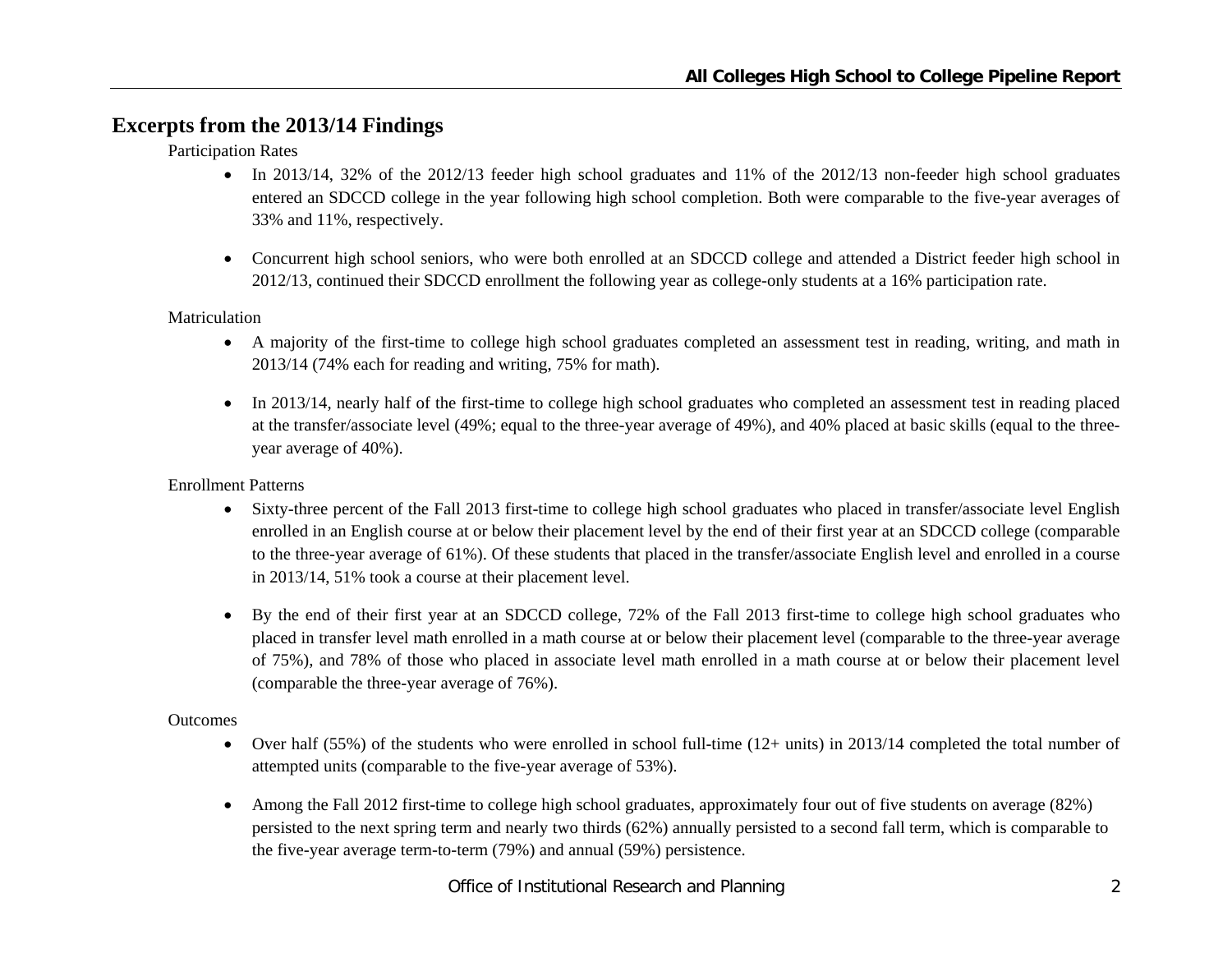## Excerpts from the 2013/14 Findings

Participation Rates

- In 2013/14, 32% of the 2012/13 feeder high school graduates and 11% of the 2012/13 non-feeder high school graduates entered an SDCCD college in the year following high school completion. Both were comparable to the five-year averages of 33% and 11%, respectively.

- Concurrent high school seniors, who were both enrolled at an SDCCD college and attended a District feeder high school in 2012/13, continued their SDCCD enrollment the following year as college-only students at a 16% participation rate.

Matriculation

- A majority of the first-time to college high school graduates completed an assessment test in reading, writing, and math in 2013/14 (74% each for reading and writing, 75% for math).

- In 2013/14, nearly half of the first-time to college high school graduates who completed an assessment test in reading placed at the transfer/associate level (49%; equal to the three-year average of 49%), and 40% placed at basic skills (equal to the three-year average of 40%).

Enrollment Patterns

- Sixty-three percent of the Fall 2013 first-time to college high school graduates who placed in transfer/associate level English enrolled in an English course at or below their placement level by the end of their first year at an SDCCD college (comparable to the three-year average of 61%). Of these students that placed in the transfer/associate English level and enrolled in a course in 2013/14, 51% took a course at their placement level.

- By the end of their first year at an SDCCD college, 72% of the Fall 2013 first-time to college high school graduates who placed in transfer level math enrolled in a math course at or below their placement level (comparable to the three-year average of 75%), and 78% of those who placed in associate level math enrolled in a math course at or below their placement level (comparable the three-year average of 76%).

Outcomes

- Over half (55%) of the students who were enrolled in school full-time (12+ units) in 2013/14 completed the total number of attempted units (comparable to the five-year average of 53%).

- Among the Fall 2012 first-time to college high school graduates, approximately four out of five students on average (82%) persisted to the next spring term and nearly two thirds (62%) annually persisted to a second fall term, which is comparable to the five-year average term-to-term (79%) and annual (59%) persistence.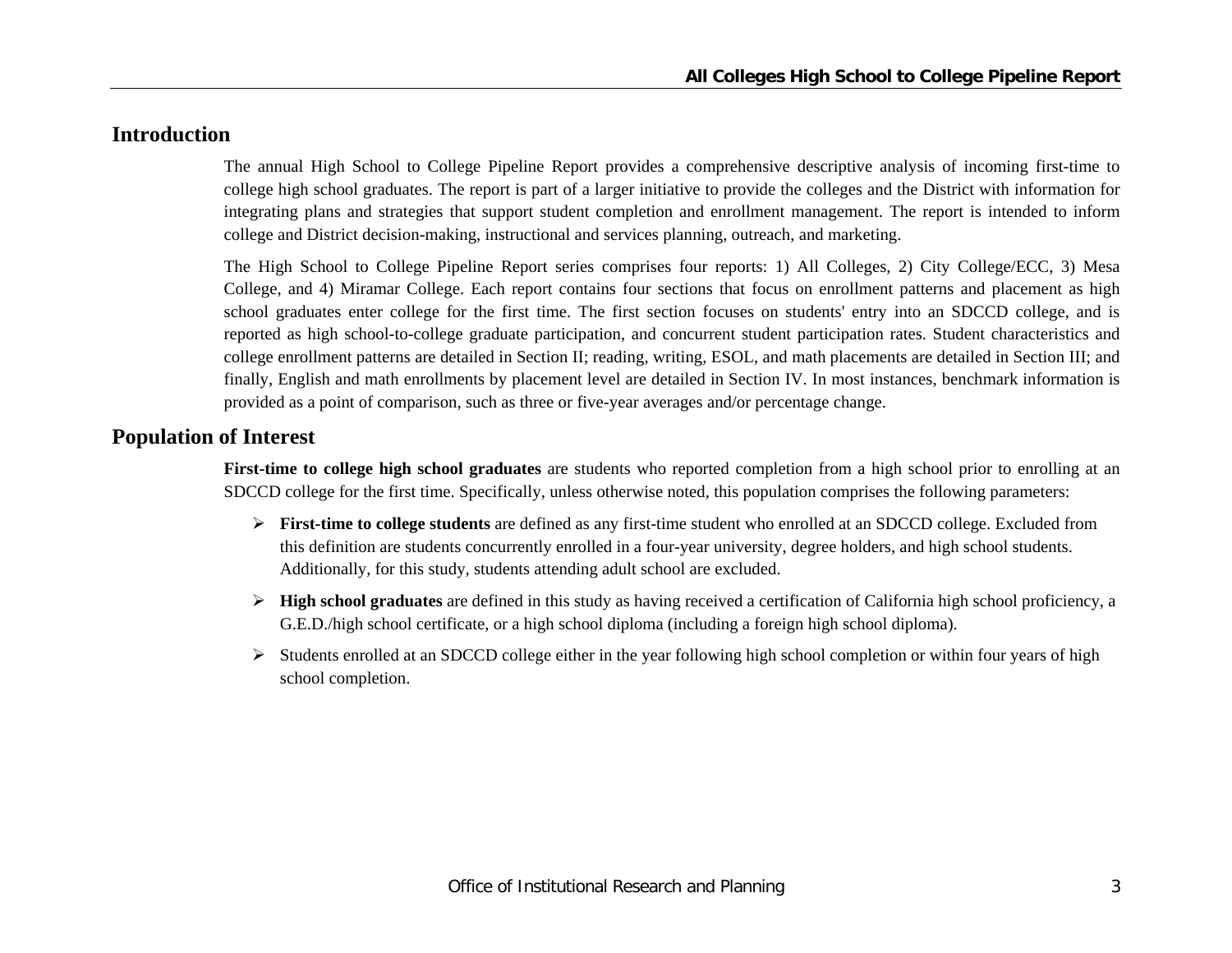## Introduction

The annual High School to College Pipeline Report provides a comprehensive descriptive analysis of incoming first-time to college high school graduates. The report is part of a larger initiative to provide the colleges and the District with information for integrating plans and strategies that support student completion and enrollment management. The report is intended to inform college and District decision-making, instructional and services planning, outreach, and marketing.

The High School to College Pipeline Report series comprises four reports: 1) All Colleges, 2) City College/ECC, 3) Mesa College, and 4) Miramar College. Each report contains four sections that focus on enrollment patterns and placement as high school graduates enter college for the first time. The first section focuses on students' entry into an SDCCD college, and is reported as high school-to-college graduate participation, and concurrent student participation rates. Student characteristics and college enrollment patterns are detailed in Section II; reading, writing, ESOL, and math placements are detailed in Section III; and finally, English and math enrollments by placement level are detailed in Section IV. In most instances, benchmark information is provided as a point of comparison, such as three or five-year averages and/or percentage change.

## Population of Interest

**First-time to college high school graduates** are students who reported completion from a high school prior to enrolling at an SDCCD college for the first time. Specifically, unless otherwise noted, this population comprises the following parameters:

- **First-time to college students** are defined as any first-time student who enrolled at an SDCCD college. Excluded from this definition are students concurrently enrolled in a four-year university, degree holders, and high school students. Additionally, for this study, students attending adult school are excluded.
- **High school graduates** are defined in this study as having received a certification of California high school proficiency, a G.E.D./high school certificate, or a high school diploma (including a foreign high school diploma).
- Students enrolled at an SDCCD college either in the year following high school completion or within four years of high school completion.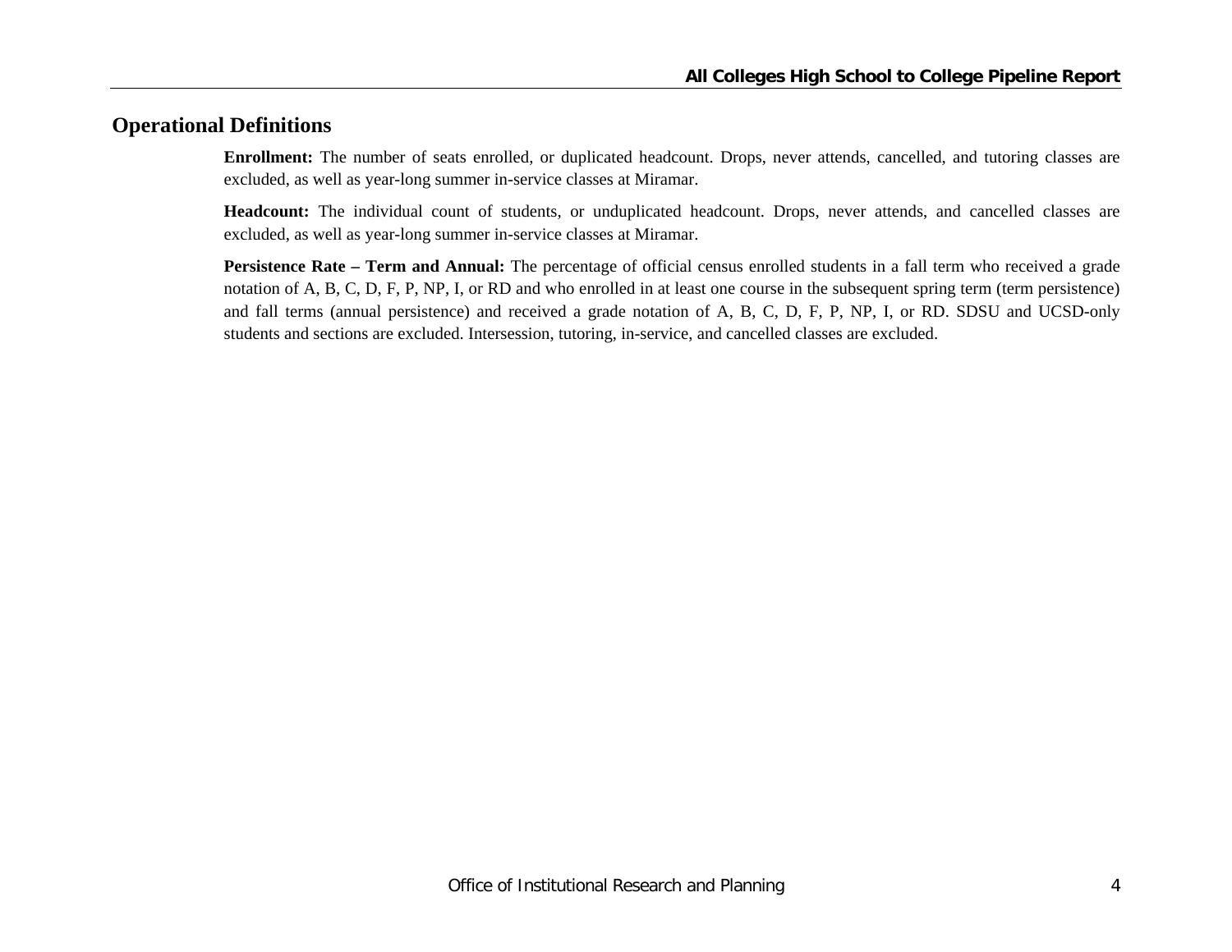## Operational Definitions

**Enrollment:** The number of seats enrolled, or duplicated headcount. Drops, never attends, cancelled, and tutoring classes are excluded, as well as year-long summer in-service classes at Miramar.

**Headcount:** The individual count of students, or unduplicated headcount. Drops, never attends, and cancelled classes are excluded, as well as year-long summer in-service classes at Miramar.

**Persistence Rate – Term and Annual:** The percentage of official census enrolled students in a fall term who received a grade notation of A, B, C, D, F, P, NP, I, or RD and who enrolled in at least one course in the subsequent spring term (term persistence) and fall terms (annual persistence) and received a grade notation of A, B, C, D, F, P, NP, I, or RD. SDSU and UCSD-only students and sections are excluded. Intersession, tutoring, in-service, and cancelled classes are excluded.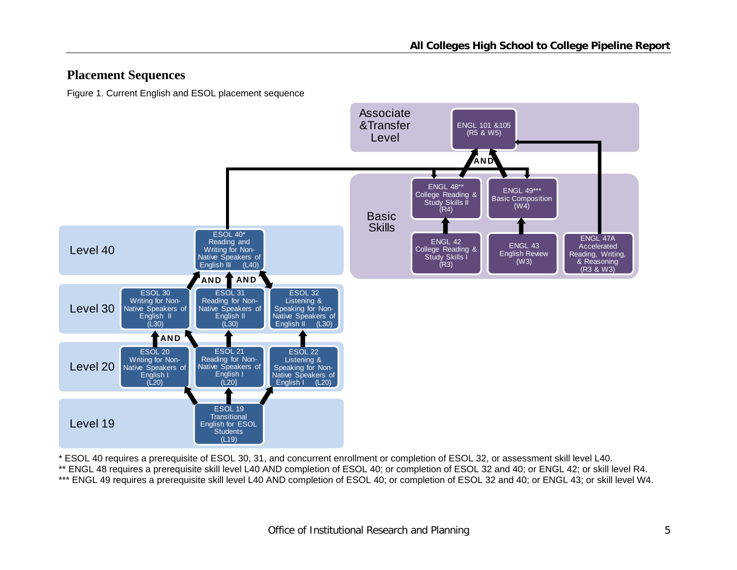## Placement Sequences

Figure 1. Current English and ESOL placement sequence

Associate &Transfer Level

ENGL 101 &105 (R5 & W5)

AND

Basic Skills

ENGL 48** College Reading & Study Skills II (R4)

ENGL 49*** Basic Composition (W4)

ENGL 42 College Reading & Study Skills I (R3)

ENGL 43 English Review (W3)

ENGL 47A Accelerated Reading, Writing, & Reasoning (R3 & W3)

Level 40

ESOL 40* Reading and Writing for Non-Native Speakers of English III (L40)

AND AND

Level 30

ESOL 30 Writing for Non-Native Speakers of English II (L30)

ESOL 31 Reading for Non-Native Speakers of English II (L30)

ESOL 32 Listening & Speaking for Non-Native Speakers of English II (L30)

AND

Level 20

ESOL 20 Writing for Non-Native Speakers of English I (L20)

ESOL 21 Reading for Non-Native Speakers of English I (L20)

ESOL 22 Listening & Speaking for Non-Native Speakers of English I (L20)

Level 19

ESOL 19 Transitional English for ESOL Students (L19)

* ESOL 40 requires a prerequisite of ESOL 30, 31, and concurrent enrollment or completion of ESOL 32, or assessment skill level L40.
** ENGL 48 requires a prerequisite skill level L40 AND completion of ESOL 40; or completion of ESOL 32 and 40; or ENGL 42; or skill level R4.
*** ENGL 49 requires a prerequisite skill level L40 AND completion of ESOL 40; or completion of ESOL 32 and 40; or ENGL 43; or skill level W4.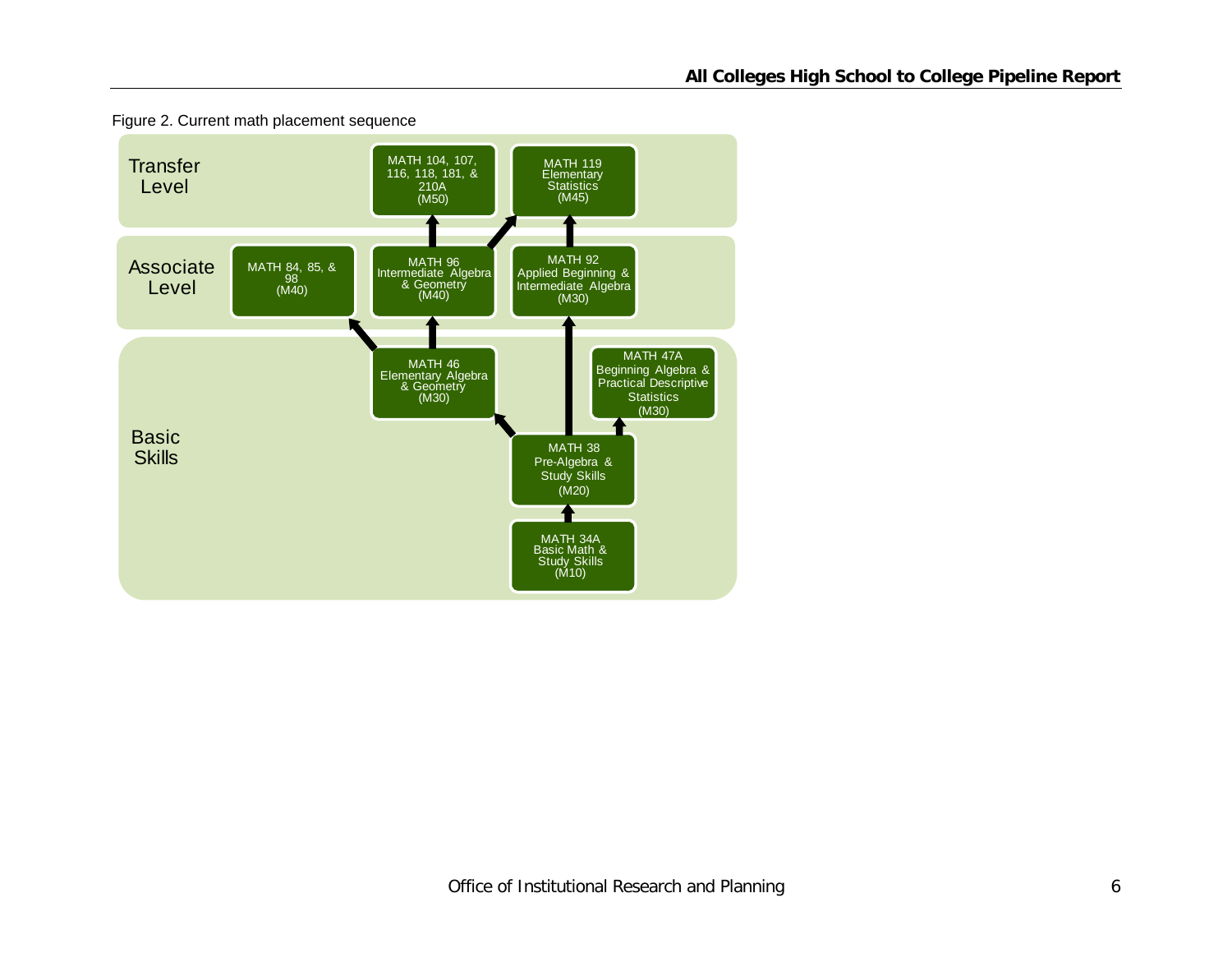Figure 2. Current math placement sequence

Transfer Level

MATH 104, 107, 116, 118, 181, & 210A (M50)

MATH 119 Elementary Statistics (M45)

Associate Level

MATH 84, 85, & 98 (M40)

MATH 96 Intermediate Algebra & Geometry (M40)

MATH 92 Applied Beginning & Intermediate Algebra (M30)

Basic Skills

MATH 46 Elementary Algebra & Geometry (M30)

MATH 47A Beginning Algebra & Practical Descriptive Statistics (M30)

MATH 38 Pre-Algebra & Study Skills (M20)

MATH 34A Basic Math & Study Skills (M10)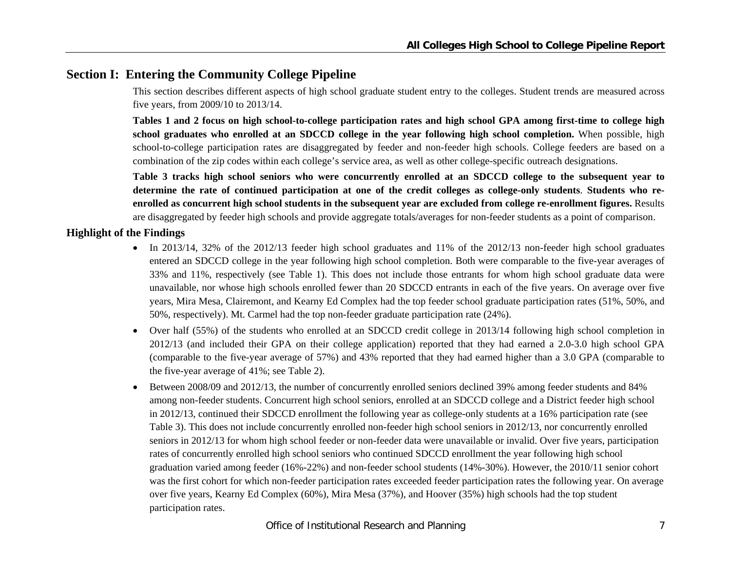## Section I: Entering the Community College Pipeline

This section describes different aspects of high school graduate student entry to the colleges. Student trends are measured across five years, from 2009/10 to 2013/14.

**Tables 1 and 2 focus on high school-to-college participation rates and high school GPA among first-time to college high school graduates who enrolled at an SDCCD college in the year following high school completion.** When possible, high school-to-college participation rates are disaggregated by feeder and non-feeder high schools. College feeders are based on a combination of the zip codes within each college's service area, as well as other college-specific outreach designations.

**Table 3 tracks high school seniors who were concurrently enrolled at an SDCCD college to the subsequent year to determine the rate of continued participation at one of the credit colleges as college-only students**. **Students who re-enrolled as concurrent high school students in the subsequent year are excluded from college re-enrollment figures.** Results are disaggregated by feeder high schools and provide aggregate totals/averages for non-feeder students as a point of comparison.

### Highlight of the Findings

- In 2013/14, 32% of the 2012/13 feeder high school graduates and 11% of the 2012/13 non-feeder high school graduates entered an SDCCD college in the year following high school completion. Both were comparable to the five-year averages of 33% and 11%, respectively (see Table 1). This does not include those entrants for whom high school graduate data were unavailable, nor whose high schools enrolled fewer than 20 SDCCD entrants in each of the five years. On average over five years, Mira Mesa, Clairemont, and Kearny Ed Complex had the top feeder school graduate participation rates (51%, 50%, and 50%, respectively). Mt. Carmel had the top non-feeder graduate participation rate (24%).
- Over half (55%) of the students who enrolled at an SDCCD credit college in 2013/14 following high school completion in 2012/13 (and included their GPA on their college application) reported that they had earned a 2.0-3.0 high school GPA (comparable to the five-year average of 57%) and 43% reported that they had earned higher than a 3.0 GPA (comparable to the five-year average of 41%; see Table 2).
- Between 2008/09 and 2012/13, the number of concurrently enrolled seniors declined 39% among feeder students and 84% among non-feeder students. Concurrent high school seniors, enrolled at an SDCCD college and a District feeder high school in 2012/13, continued their SDCCD enrollment the following year as college-only students at a 16% participation rate (see Table 3). This does not include concurrently enrolled non-feeder high school seniors in 2012/13, nor concurrently enrolled seniors in 2012/13 for whom high school feeder or non-feeder data were unavailable or invalid. Over five years, participation rates of concurrently enrolled high school seniors who continued SDCCD enrollment the year following high school graduation varied among feeder (16%-22%) and non-feeder school students (14%-30%). However, the 2010/11 senior cohort was the first cohort for which non-feeder participation rates exceeded feeder participation rates the following year. On average over five years, Kearny Ed Complex (60%), Mira Mesa (37%), and Hoover (35%) high schools had the top student participation rates.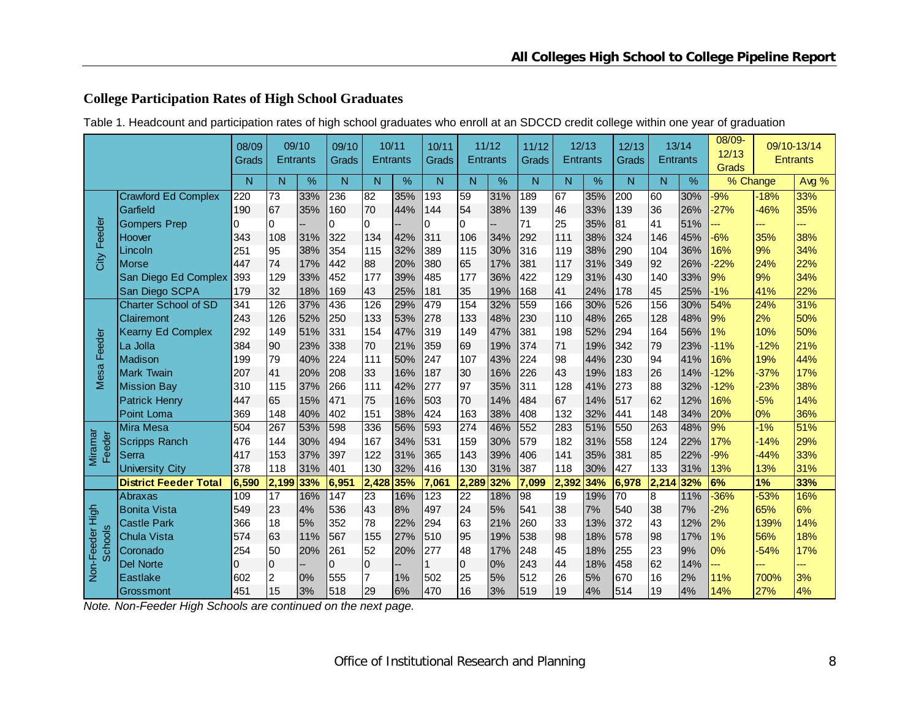## College Participation Rates of High School Graduates

Table 1. Headcount and participation rates of high school graduates who enroll at an SDCCD credit college within one year of graduation

| | | 08/09 Grads | 09/10 Entrants | | 09/10 Grads | 10/11 Entrants | | 10/11 Grads | 11/12 Entrants | | 11/12 Grads | 12/13 Entrants | | 12/13 Grads | 13/14 Entrants | | 08/09-12/13 Grads | 09/10-13/14 Entrants | |
|---|---|---|---|---|---|---|---|---|---|---|---|---|---|---|---|---|---|---|---|
| | | N | N | % | N | N | % | N | N | % | N | N | % | N | N | % | % Change | | Avg % |
| City Feeder | Crawford Ed Complex | 220 | 73 | 33% | 236 | 82 | 35% | 193 | 59 | 31% | 189 | 67 | 35% | 200 | 60 | 30% | -9% | -18% | 33% |
| | Garfield | 190 | 67 | 35% | 160 | 70 | 44% | 144 | 54 | 38% | 139 | 46 | 33% | 139 | 36 | 26% | -27% | -46% | 35% |
| | Gompers Prep | 0 | 0 | -- | 0 | 0 | -- | 0 | 0 | -- | 71 | 25 | 35% | 81 | 41 | 51% | --- | --- | --- |
| | Hoover | 343 | 108 | 31% | 322 | 134 | 42% | 311 | 106 | 34% | 292 | 111 | 38% | 324 | 146 | 45% | -6% | 35% | 38% |
| | Lincoln | 251 | 95 | 38% | 354 | 115 | 32% | 389 | 115 | 30% | 316 | 119 | 38% | 290 | 104 | 36% | 16% | 9% | 34% |
| | Morse | 447 | 74 | 17% | 442 | 88 | 20% | 380 | 65 | 17% | 381 | 117 | 31% | 349 | 92 | 26% | -22% | 24% | 22% |
| | San Diego Ed Complex | 393 | 129 | 33% | 452 | 177 | 39% | 485 | 177 | 36% | 422 | 129 | 31% | 430 | 140 | 33% | 9% | 9% | 34% |
| | San Diego SCPA | 179 | 32 | 18% | 169 | 43 | 25% | 181 | 35 | 19% | 168 | 41 | 24% | 178 | 45 | 25% | -1% | 41% | 22% |
| Mesa Feeder | Charter School of SD | 341 | 126 | 37% | 436 | 126 | 29% | 479 | 154 | 32% | 559 | 166 | 30% | 526 | 156 | 30% | 54% | 24% | 31% |
| | Clairemont | 243 | 126 | 52% | 250 | 133 | 53% | 278 | 133 | 48% | 230 | 110 | 48% | 265 | 128 | 48% | 9% | 2% | 50% |
| | Kearny Ed Complex | 292 | 149 | 51% | 331 | 154 | 47% | 319 | 149 | 47% | 381 | 198 | 52% | 294 | 164 | 56% | 1% | 10% | 50% |
| | La Jolla | 384 | 90 | 23% | 338 | 70 | 21% | 359 | 69 | 19% | 374 | 71 | 19% | 342 | 79 | 23% | -11% | -12% | 21% |
| | Madison | 199 | 79 | 40% | 224 | 111 | 50% | 247 | 107 | 43% | 224 | 98 | 44% | 230 | 94 | 41% | 16% | 19% | 44% |
| | Mark Twain | 207 | 41 | 20% | 208 | 33 | 16% | 187 | 30 | 16% | 226 | 43 | 19% | 183 | 26 | 14% | -12% | -37% | 17% |
| | Mission Bay | 310 | 115 | 37% | 266 | 111 | 42% | 277 | 97 | 35% | 311 | 128 | 41% | 273 | 88 | 32% | -12% | -23% | 38% |
| | Patrick Henry | 447 | 65 | 15% | 471 | 75 | 16% | 503 | 70 | 14% | 484 | 67 | 14% | 517 | 62 | 12% | 16% | -5% | 14% |
| | Point Loma | 369 | 148 | 40% | 402 | 151 | 38% | 424 | 163 | 38% | 408 | 132 | 32% | 441 | 148 | 34% | 20% | 0% | 36% |
| Miramar Feeder | Mira Mesa | 504 | 267 | 53% | 598 | 336 | 56% | 593 | 274 | 46% | 552 | 283 | 51% | 550 | 263 | 48% | 9% | -1% | 51% |
| | Scripps Ranch | 476 | 144 | 30% | 494 | 167 | 34% | 531 | 159 | 30% | 579 | 182 | 31% | 558 | 124 | 22% | 17% | -14% | 29% |
| | Serra | 417 | 153 | 37% | 397 | 122 | 31% | 365 | 143 | 39% | 406 | 141 | 35% | 381 | 85 | 22% | -9% | -44% | 33% |
| | University City | 378 | 118 | 31% | 401 | 130 | 32% | 416 | 130 | 31% | 387 | 118 | 30% | 427 | 133 | 31% | 13% | 13% | 31% |
| | **District Feeder Total** | **6,590** | **2,199** | **33%** | **6,951** | **2,428** | **35%** | **7,061** | **2,289** | **32%** | **7,099** | **2,392** | **34%** | **6,978** | **2,214** | **32%** | **6%** | **1%** | **33%** |
| Non-Feeder High Schools | Abraxas | 109 | 17 | 16% | 147 | 23 | 16% | 123 | 22 | 18% | 98 | 19 | 19% | 70 | 8 | 11% | -36% | -53% | 16% |
| | Bonita Vista | 549 | 23 | 4% | 536 | 43 | 8% | 497 | 24 | 5% | 541 | 38 | 7% | 540 | 38 | 7% | -2% | 65% | 6% |
| | Castle Park | 366 | 18 | 5% | 352 | 78 | 22% | 294 | 63 | 21% | 260 | 33 | 13% | 372 | 43 | 12% | 2% | 139% | 14% |
| | Chula Vista | 574 | 63 | 11% | 567 | 155 | 27% | 510 | 95 | 19% | 538 | 98 | 18% | 578 | 98 | 17% | 1% | 56% | 18% |
| | Coronado | 254 | 50 | 20% | 261 | 52 | 20% | 277 | 48 | 17% | 248 | 45 | 18% | 255 | 23 | 9% | 0% | -54% | 17% |
| | Del Norte | 0 | 0 | -- | 0 | 0 | -- | 1 | 0 | 0% | 243 | 44 | 18% | 458 | 62 | 14% | --- | --- | --- |
| | Eastlake | 602 | 2 | 0% | 555 | 7 | 1% | 502 | 25 | 5% | 512 | 26 | 5% | 670 | 16 | 2% | 11% | 700% | 3% |
| | Grossmont | 451 | 15 | 3% | 518 | 29 | 6% | 470 | 16 | 3% | 519 | 19 | 4% | 514 | 19 | 4% | 14% | 27% | 4% |

*Note. Non-Feeder High Schools are continued on the next page.*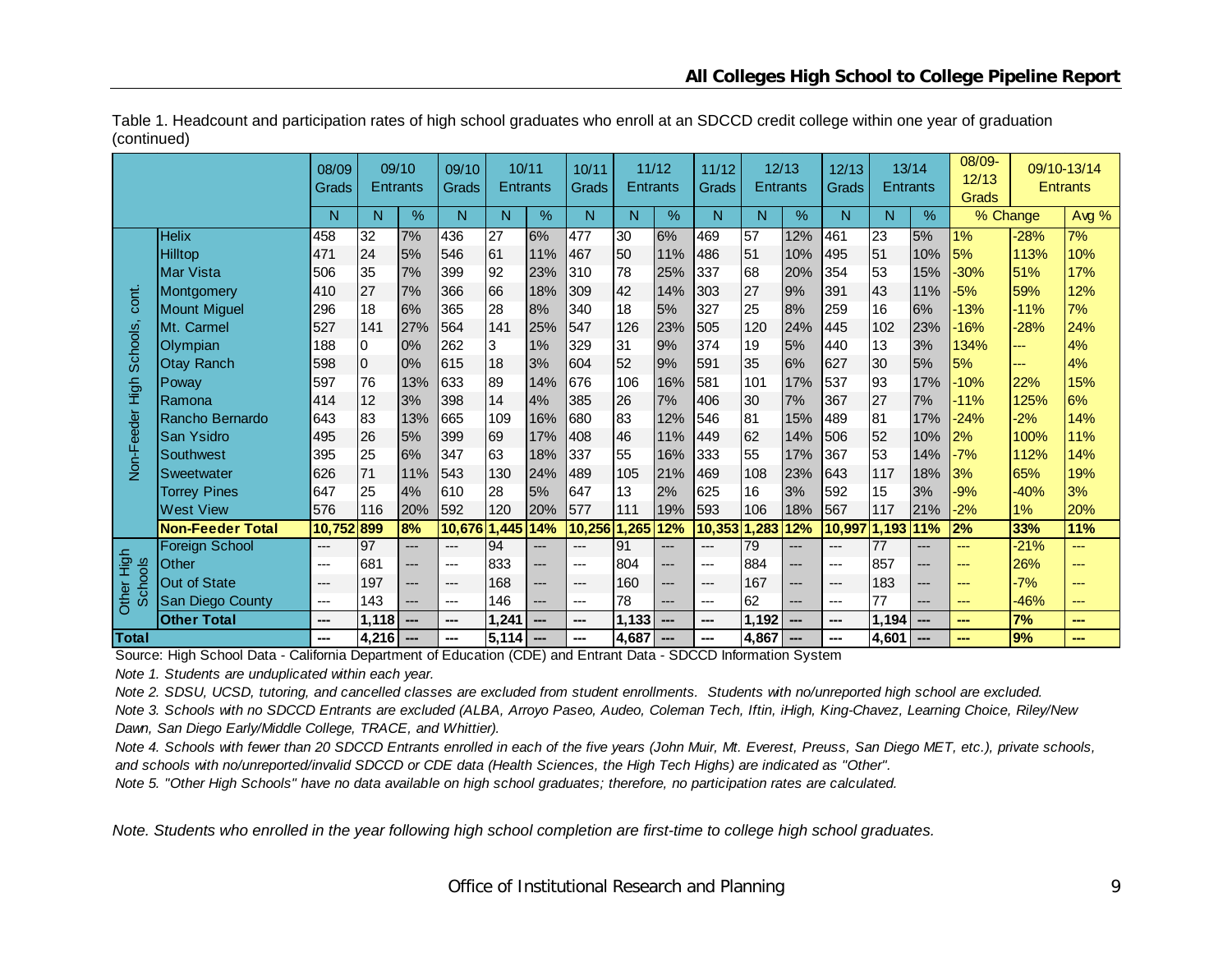Table 1. Headcount and participation rates of high school graduates who enroll at an SDCCD credit college within one year of graduation (continued)

| | | 08/09 Grads | 09/10 Entrants | | 09/10 Grads | 10/11 Entrants | | 10/11 Grads | 11/12 Entrants | | 11/12 Grads | 12/13 Entrants | | 12/13 Grads | 13/14 Entrants | | 08/09-12/13 Grads | 09/10-13/14 Entrants | |
|---|---|---|---|---|---|---|---|---|---|---|---|---|---|---|---|---|---|---|---|
| | | N | N | % | N | N | % | N | N | % | N | N | % | N | N | % | % Change | | Avg % |
| Non-Feeder High Schools, cont. | Helix | 458 | 32 | 7% | 436 | 27 | 6% | 477 | 30 | 6% | 469 | 57 | 12% | 461 | 23 | 5% | 1% | -28% | 7% |
| | Hilltop | 471 | 24 | 5% | 546 | 61 | 11% | 467 | 50 | 11% | 486 | 51 | 10% | 495 | 51 | 10% | 5% | 113% | 10% |
| | Mar Vista | 506 | 35 | 7% | 399 | 92 | 23% | 310 | 78 | 25% | 337 | 68 | 20% | 354 | 53 | 15% | -30% | 51% | 17% |
| | Montgomery | 410 | 27 | 7% | 366 | 66 | 18% | 309 | 42 | 14% | 303 | 27 | 9% | 391 | 43 | 11% | -5% | 59% | 12% |
| | Mount Miguel | 296 | 18 | 6% | 365 | 28 | 8% | 340 | 18 | 5% | 327 | 25 | 8% | 259 | 16 | 6% | -13% | -11% | 7% |
| | Mt. Carmel | 527 | 141 | 27% | 564 | 141 | 25% | 547 | 126 | 23% | 505 | 120 | 24% | 445 | 102 | 23% | -16% | -28% | 24% |
| | Olympian | 188 | 0 | 0% | 262 | 3 | 1% | 329 | 31 | 9% | 374 | 19 | 5% | 440 | 13 | 3% | 134% | --- | 4% |
| | Otay Ranch | 598 | 0 | 0% | 615 | 18 | 3% | 604 | 52 | 9% | 591 | 35 | 6% | 627 | 30 | 5% | 5% | --- | 4% |
| | Poway | 597 | 76 | 13% | 633 | 89 | 14% | 676 | 106 | 16% | 581 | 101 | 17% | 537 | 93 | 17% | -10% | 22% | 15% |
| | Ramona | 414 | 12 | 3% | 398 | 14 | 4% | 385 | 26 | 7% | 406 | 30 | 7% | 367 | 27 | 7% | -11% | 125% | 6% |
| | Rancho Bernardo | 643 | 83 | 13% | 665 | 109 | 16% | 680 | 83 | 12% | 546 | 81 | 15% | 489 | 81 | 17% | -24% | -2% | 14% |
| | San Ysidro | 495 | 26 | 5% | 399 | 69 | 17% | 408 | 46 | 11% | 449 | 62 | 14% | 506 | 52 | 10% | 2% | 100% | 11% |
| | Southwest | 395 | 25 | 6% | 347 | 63 | 18% | 337 | 55 | 16% | 333 | 55 | 17% | 367 | 53 | 14% | -7% | 112% | 14% |
| | Sweetwater | 626 | 71 | 11% | 543 | 130 | 24% | 489 | 105 | 21% | 469 | 108 | 23% | 643 | 117 | 18% | 3% | 65% | 19% |
| | Torrey Pines | 647 | 25 | 4% | 610 | 28 | 5% | 647 | 13 | 2% | 625 | 16 | 3% | 592 | 15 | 3% | -9% | -40% | 3% |
| | West View | 576 | 116 | 20% | 592 | 120 | 20% | 577 | 111 | 19% | 593 | 106 | 18% | 567 | 117 | 21% | -2% | 1% | 20% |
| | **Non-Feeder Total** | **10,752** | **899** | **8%** | **10,676** | **1,445** | **14%** | **10,256** | **1,265** | **12%** | **10,353** | **1,283** | **12%** | **10,997** | **1,193** | **11%** | **2%** | **33%** | **11%** |
| Other High Schools | Foreign School | --- | 97 | --- | --- | 94 | --- | --- | 91 | --- | --- | 79 | --- | --- | 77 | --- | --- | -21% | --- |
| | Other | --- | 681 | --- | --- | 833 | --- | --- | 804 | --- | --- | 884 | --- | --- | 857 | --- | --- | 26% | --- |
| | Out of State | --- | 197 | --- | --- | 168 | --- | --- | 160 | --- | --- | 167 | --- | --- | 183 | --- | --- | -7% | --- |
| | San Diego County | --- | 143 | --- | --- | 146 | --- | --- | 78 | --- | --- | 62 | --- | --- | 77 | --- | --- | -46% | --- |
| | **Other Total** | **---** | **1,118** | **---** | **---** | **1,241** | **---** | **---** | **1,133** | **---** | **---** | **1,192** | **---** | **---** | **1,194** | **---** | **---** | **7%** | **---** |
| **Total** | | **---** | **4,216** | **---** | **---** | **5,114** | **---** | **---** | **4,687** | **---** | **---** | **4,867** | **---** | **---** | **4,601** | **---** | **---** | **9%** | **---** |

Source: High School Data - California Department of Education (CDE) and Entrant Data - SDCCD Information System

*Note 1. Students are unduplicated within each year.*

*Note 2. SDSU, UCSD, tutoring, and cancelled classes are excluded from student enrollments. Students with no/unreported high school are excluded.*

*Note 3. Schools with no SDCCD Entrants are excluded (ALBA, Arroyo Paseo, Audeo, Coleman Tech, Iftin, iHigh, King-Chavez, Learning Choice, Riley/New Dawn, San Diego Early/Middle College, TRACE, and Whittier).*

*Note 4. Schools with fewer than 20 SDCCD Entrants enrolled in each of the five years (John Muir, Mt. Everest, Preuss, San Diego MET, etc.), private schools, and schools with no/unreported/invalid SDCCD or CDE data (Health Sciences, the High Tech Highs) are indicated as "Other".*

*Note 5. "Other High Schools" have no data available on high school graduates; therefore, no participation rates are calculated.*

*Note. Students who enrolled in the year following high school completion are first-time to college high school graduates.*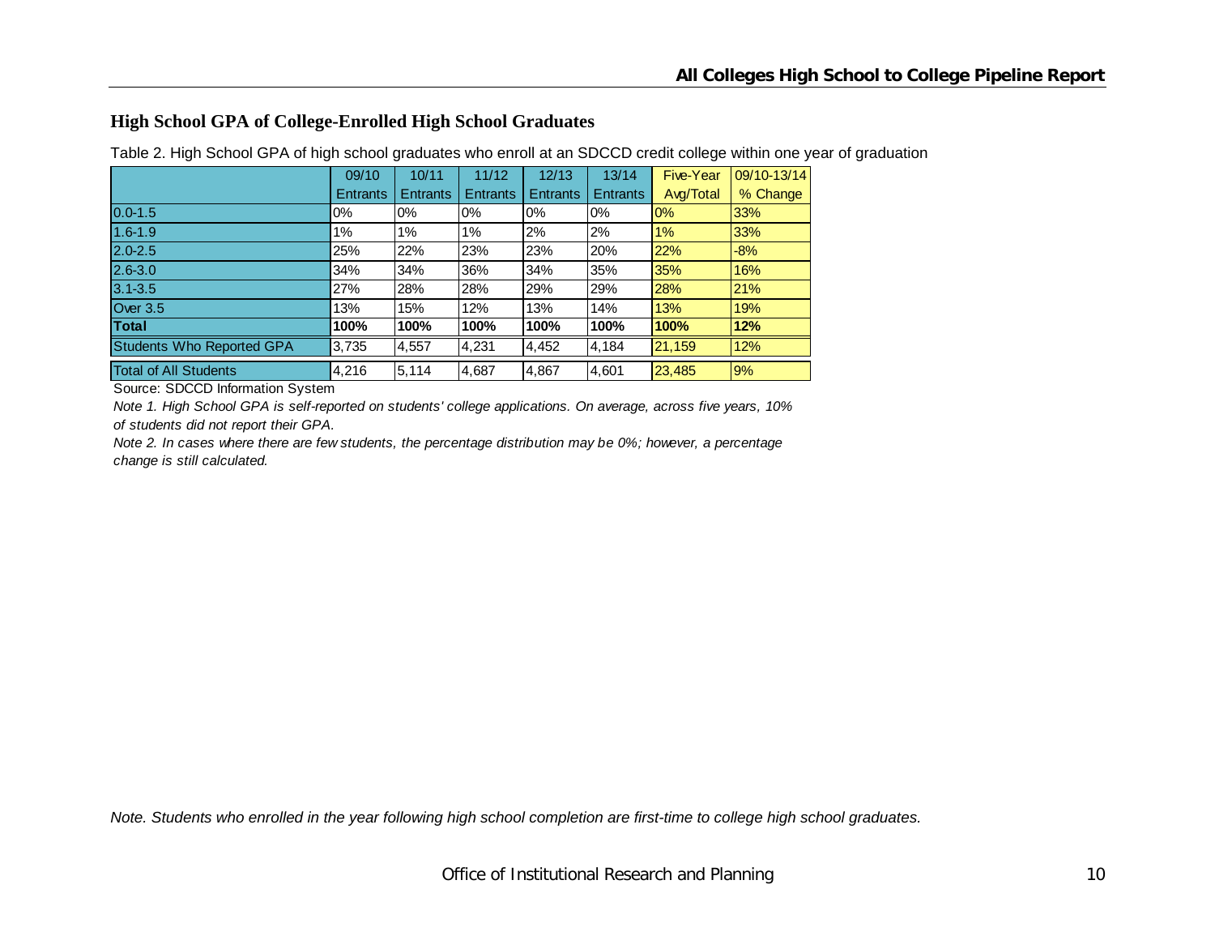## High School GPA of College-Enrolled High School Graduates

Table 2. High School GPA of high school graduates who enroll at an SDCCD credit college within one year of graduation

| | 09/10 Entrants | 10/11 Entrants | 11/12 Entrants | 12/13 Entrants | 13/14 Entrants | Five-Year Avg/Total | 09/10-13/14 % Change |
|---|---|---|---|---|---|---|---|
| 0.0-1.5 | 0% | 0% | 0% | 0% | 0% | 0% | 33% |
| 1.6-1.9 | 1% | 1% | 1% | 2% | 2% | 1% | 33% |
| 2.0-2.5 | 25% | 22% | 23% | 23% | 20% | 22% | -8% |
| 2.6-3.0 | 34% | 34% | 36% | 34% | 35% | 35% | 16% |
| 3.1-3.5 | 27% | 28% | 28% | 29% | 29% | 28% | 21% |
| Over 3.5 | 13% | 15% | 12% | 13% | 14% | 13% | 19% |
| **Total** | **100%** | **100%** | **100%** | **100%** | **100%** | **100%** | **12%** |
| Students Who Reported GPA | 3,735 | 4,557 | 4,231 | 4,452 | 4,184 | 21,159 | 12% |
| Total of All Students | 4,216 | 5,114 | 4,687 | 4,867 | 4,601 | 23,485 | 9% |

Source: SDCCD Information System

*Note 1. High School GPA is self-reported on students' college applications. On average, across five years, 10% of students did not report their GPA.*

*Note 2. In cases where there are few students, the percentage distribution may be 0%; however, a percentage change is still calculated.*

*Note. Students who enrolled in the year following high school completion are first-time to college high school graduates.*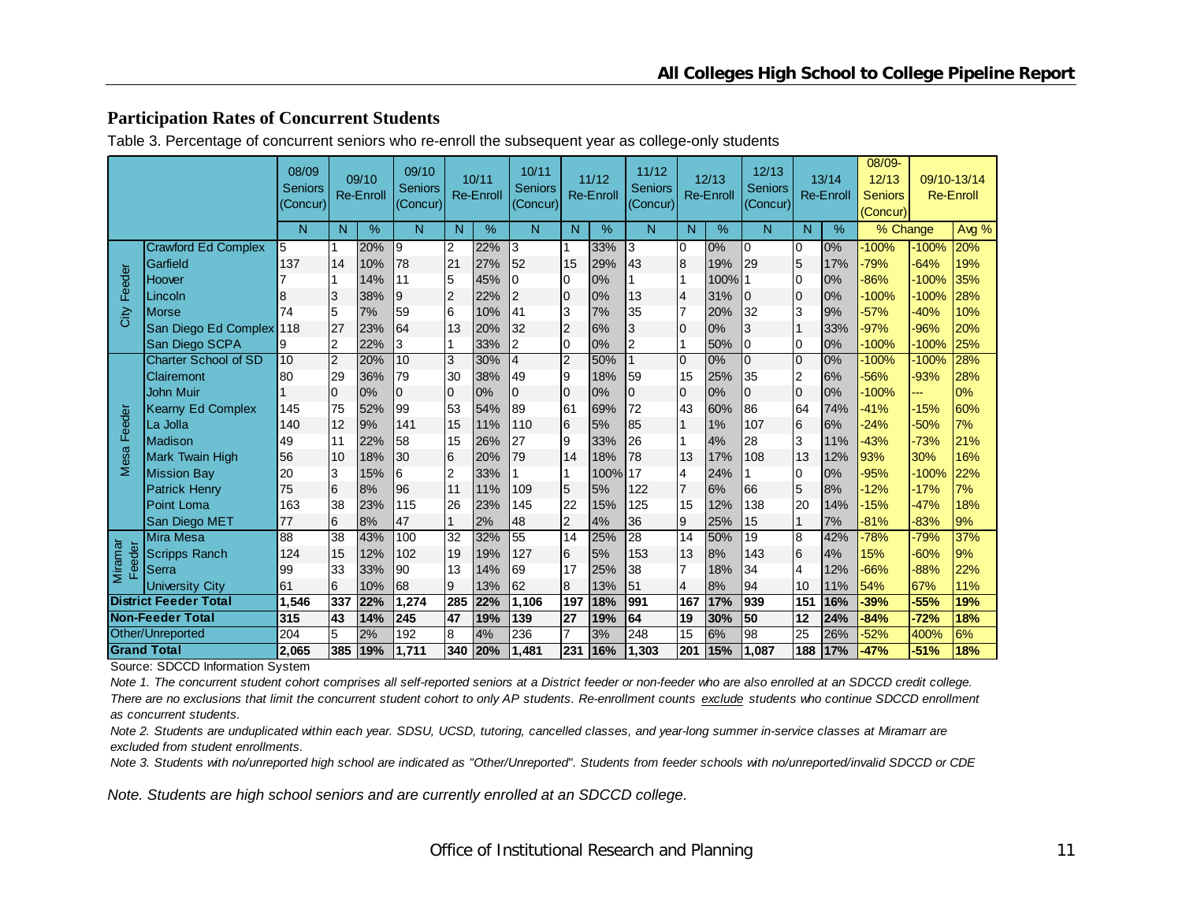## Participation Rates of Concurrent Students

Table 3. Percentage of concurrent seniors who re-enroll the subsequent year as college-only students

| | | 08/09 Seniors (Concur) | 09/10 Re-Enroll | | 09/10 Seniors (Concur) | 10/11 Re-Enroll | | 10/11 Seniors (Concur) | 11/12 Re-Enroll | | 11/12 Seniors (Concur) | 12/13 Re-Enroll | | 12/13 Seniors (Concur) | 13/14 Re-Enroll | | 08/09-12/13 Seniors (Concur) | 09/10-13/14 Re-Enroll | |
|---|---|---|---|---|---|---|---|---|---|---|---|---|---|---|---|---|---|---|---|
| | | N | N | % | N | N | % | N | N | % | N | N | % | N | N | % | % Change | | Avg % |
| City Feeder | Crawford Ed Complex | 5 | 1 | 20% | 9 | 2 | 22% | 3 | 1 | 33% | 3 | 0 | 0% | 0 | 0 | 0% | -100% | -100% | 20% |
| | Garfield | 137 | 14 | 10% | 78 | 21 | 27% | 52 | 15 | 29% | 43 | 8 | 19% | 29 | 5 | 17% | -79% | -64% | 19% |
| | Hoover | 7 | 1 | 14% | 11 | 5 | 45% | 0 | 0 | 0% | 1 | 1 | 100% | 1 | 0 | 0% | -86% | -100% | 35% |
| | Lincoln | 8 | 3 | 38% | 9 | 2 | 22% | 2 | 0 | 0% | 13 | 4 | 31% | 0 | 0 | 0% | -100% | -100% | 28% |
| | Morse | 74 | 5 | 7% | 59 | 6 | 10% | 41 | 3 | 7% | 35 | 7 | 20% | 32 | 3 | 9% | -57% | -40% | 10% |
| | San Diego Ed Complex | 118 | 27 | 23% | 64 | 13 | 20% | 32 | 2 | 6% | 3 | 0 | 0% | 3 | 1 | 33% | -97% | -96% | 20% |
| | San Diego SCPA | 9 | 2 | 22% | 3 | 1 | 33% | 2 | 0 | 0% | 2 | 1 | 50% | 0 | 0 | 0% | -100% | -100% | 25% |
| Mesa Feeder | Charter School of SD | 10 | 2 | 20% | 10 | 3 | 30% | 4 | 2 | 50% | 1 | 0 | 0% | 0 | 0 | 0% | -100% | -100% | 28% |
| | Clairemont | 80 | 29 | 36% | 79 | 30 | 38% | 49 | 9 | 18% | 59 | 15 | 25% | 35 | 2 | 6% | -56% | -93% | 28% |
| | John Muir | 1 | 0 | 0% | 0 | 0 | 0% | 0 | 0 | 0% | 0 | 0 | 0% | 0 | 0 | 0% | -100% | --- | 0% |
| | Kearny Ed Complex | 145 | 75 | 52% | 99 | 53 | 54% | 89 | 61 | 69% | 72 | 43 | 60% | 86 | 64 | 74% | -41% | -15% | 60% |
| | La Jolla | 140 | 12 | 9% | 141 | 15 | 11% | 110 | 6 | 5% | 85 | 1 | 1% | 107 | 6 | 6% | -24% | -50% | 7% |
| | Madison | 49 | 11 | 22% | 58 | 15 | 26% | 27 | 9 | 33% | 26 | 1 | 4% | 28 | 3 | 11% | -43% | -73% | 21% |
| | Mark Twain High | 56 | 10 | 18% | 30 | 6 | 20% | 79 | 14 | 18% | 78 | 13 | 17% | 108 | 13 | 12% | 93% | 30% | 16% |
| | Mission Bay | 20 | 3 | 15% | 6 | 2 | 33% | 1 | 1 | 100% | 17 | 4 | 24% | 1 | 0 | 0% | -95% | -100% | 22% |
| | Patrick Henry | 75 | 6 | 8% | 96 | 11 | 11% | 109 | 5 | 5% | 122 | 7 | 6% | 66 | 5 | 8% | -12% | -17% | 7% |
| | Point Loma | 163 | 38 | 23% | 115 | 26 | 23% | 145 | 22 | 15% | 125 | 15 | 12% | 138 | 20 | 14% | -15% | -47% | 18% |
| | San Diego MET | 77 | 6 | 8% | 47 | 1 | 2% | 48 | 2 | 4% | 36 | 9 | 25% | 15 | 1 | 7% | -81% | -83% | 9% |
| Miramar Feeder | Mira Mesa | 88 | 38 | 43% | 100 | 32 | 32% | 55 | 14 | 25% | 28 | 14 | 50% | 19 | 8 | 42% | -78% | -79% | 37% |
| | Scripps Ranch | 124 | 15 | 12% | 102 | 19 | 19% | 127 | 6 | 5% | 153 | 13 | 8% | 143 | 6 | 4% | 15% | -60% | 9% |
| | Serra | 99 | 33 | 33% | 90 | 13 | 14% | 69 | 17 | 25% | 38 | 7 | 18% | 34 | 4 | 12% | -66% | -88% | 22% |
| | University City | 61 | 6 | 10% | 68 | 9 | 13% | 62 | 8 | 13% | 51 | 4 | 8% | 94 | 10 | 11% | 54% | 67% | 11% |
| **District Feeder Total** | | **1,546** | **337** | **22%** | **1,274** | **285** | **22%** | **1,106** | **197** | **18%** | **991** | **167** | **17%** | **939** | **151** | **16%** | **-39%** | **-55%** | **19%** |
| **Non-Feeder Total** | | **315** | **43** | **14%** | **245** | **47** | **19%** | **139** | **27** | **19%** | **64** | **19** | **30%** | **50** | **12** | **24%** | **-84%** | **-72%** | **18%** |
| Other/Unreported | | 204 | 5 | 2% | 192 | 8 | 4% | 236 | 7 | 3% | 248 | 15 | 6% | 98 | 25 | 26% | -52% | 400% | 6% |
| **Grand Total** | | **2,065** | **385** | **19%** | **1,711** | **340** | **20%** | **1,481** | **231** | **16%** | **1,303** | **201** | **15%** | **1,087** | **188** | **17%** | **-47%** | **-51%** | **18%** |

Source: SDCCD Information System

*Note 1. The concurrent student cohort comprises all self-reported seniors at a District feeder or non-feeder who are also enrolled at an SDCCD credit college. There are no exclusions that limit the concurrent student cohort to only AP students. Re-enrollment counts exclude students who continue SDCCD enrollment as concurrent students.*

*Note 2. Students are unduplicated within each year. SDSU, UCSD, tutoring, cancelled classes, and year-long summer in-service classes at Miramarr are excluded from student enrollments.*

*Note 3. Students with no/unreported high school are indicated as "Other/Unreported". Students from feeder schools with no/unreported/invalid SDCCD or CDE*

*Note. Students are high school seniors and are currently enrolled at an SDCCD college.*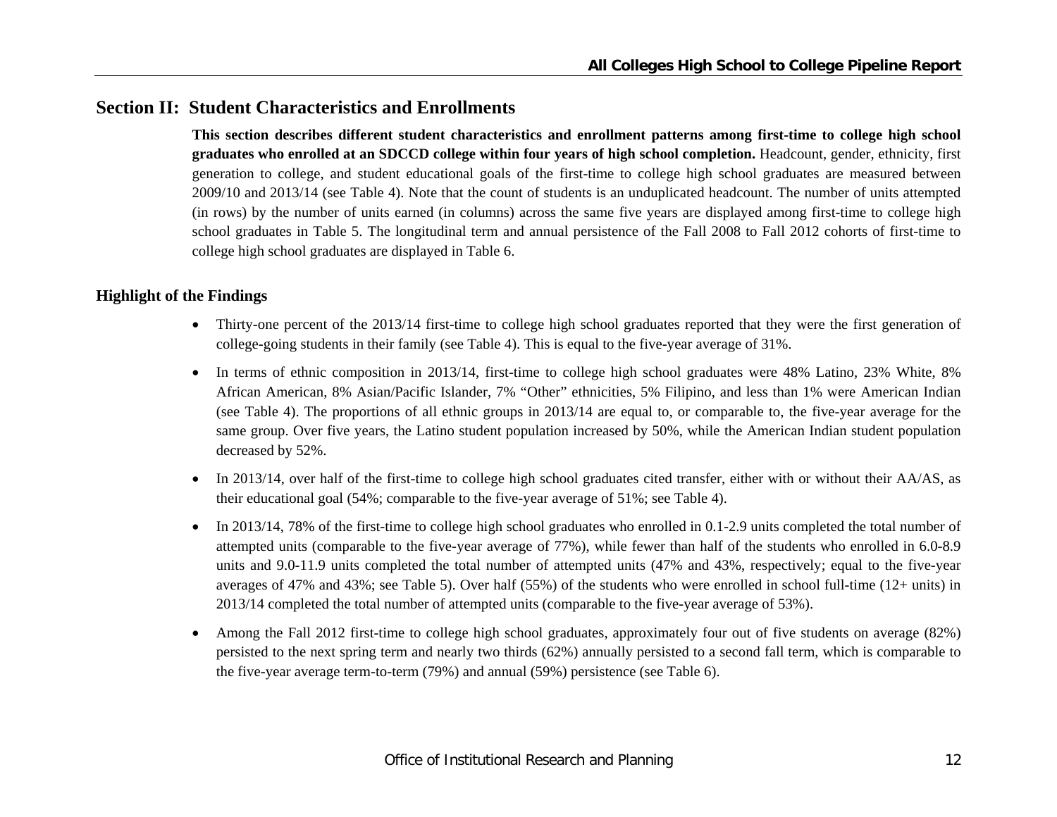## Section II: Student Characteristics and Enrollments

**This section describes different student characteristics and enrollment patterns among first-time to college high school graduates who enrolled at an SDCCD college within four years of high school completion.** Headcount, gender, ethnicity, first generation to college, and student educational goals of the first-time to college high school graduates are measured between 2009/10 and 2013/14 (see Table 4). Note that the count of students is an unduplicated headcount. The number of units attempted (in rows) by the number of units earned (in columns) across the same five years are displayed among first-time to college high school graduates in Table 5. The longitudinal term and annual persistence of the Fall 2008 to Fall 2012 cohorts of first-time to college high school graduates are displayed in Table 6.

### Highlight of the Findings

- Thirty-one percent of the 2013/14 first-time to college high school graduates reported that they were the first generation of college-going students in their family (see Table 4). This is equal to the five-year average of 31%.
- In terms of ethnic composition in 2013/14, first-time to college high school graduates were 48% Latino, 23% White, 8% African American, 8% Asian/Pacific Islander, 7% "Other" ethnicities, 5% Filipino, and less than 1% were American Indian (see Table 4). The proportions of all ethnic groups in 2013/14 are equal to, or comparable to, the five-year average for the same group. Over five years, the Latino student population increased by 50%, while the American Indian student population decreased by 52%.
- In 2013/14, over half of the first-time to college high school graduates cited transfer, either with or without their AA/AS, as their educational goal (54%; comparable to the five-year average of 51%; see Table 4).
- In 2013/14, 78% of the first-time to college high school graduates who enrolled in 0.1-2.9 units completed the total number of attempted units (comparable to the five-year average of 77%), while fewer than half of the students who enrolled in 6.0-8.9 units and 9.0-11.9 units completed the total number of attempted units (47% and 43%, respectively; equal to the five-year averages of 47% and 43%; see Table 5). Over half (55%) of the students who were enrolled in school full-time (12+ units) in 2013/14 completed the total number of attempted units (comparable to the five-year average of 53%).
- Among the Fall 2012 first-time to college high school graduates, approximately four out of five students on average (82%) persisted to the next spring term and nearly two thirds (62%) annually persisted to a second fall term, which is comparable to the five-year average term-to-term (79%) and annual (59%) persistence (see Table 6).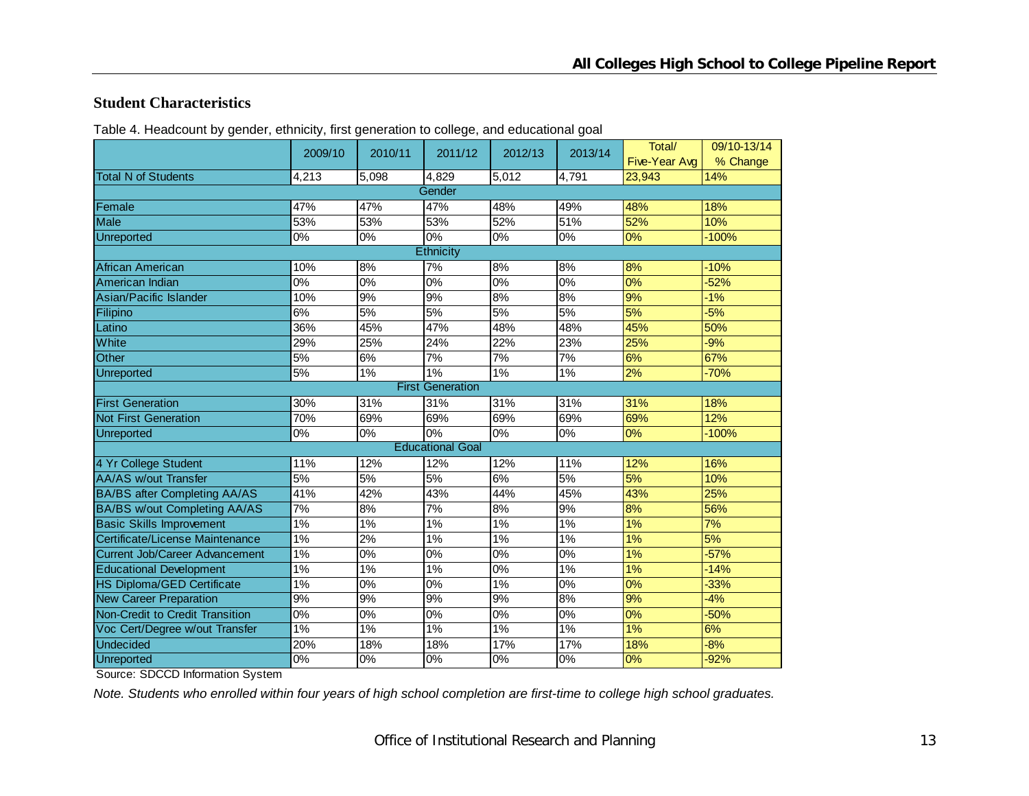## Student Characteristics

Table 4. Headcount by gender, ethnicity, first generation to college, and educational goal

| | 2009/10 | 2010/11 | 2011/12 | 2012/13 | 2013/14 | Total/ Five-Year Avg | 09/10-13/14 % Change |
|---|---|---|---|---|---|---|---|
| Total N of Students | 4,213 | 5,098 | 4,829 | 5,012 | 4,791 | 23,943 | 14% |
| **Gender** | | | | | | | |
| Female | 47% | 47% | 47% | 48% | 49% | 48% | 18% |
| Male | 53% | 53% | 53% | 52% | 51% | 52% | 10% |
| Unreported | 0% | 0% | 0% | 0% | 0% | 0% | -100% |
| **Ethnicity** | | | | | | | |
| African American | 10% | 8% | 7% | 8% | 8% | 8% | -10% |
| American Indian | 0% | 0% | 0% | 0% | 0% | 0% | -52% |
| Asian/Pacific Islander | 10% | 9% | 9% | 8% | 8% | 9% | -1% |
| Filipino | 6% | 5% | 5% | 5% | 5% | 5% | -5% |
| Latino | 36% | 45% | 47% | 48% | 48% | 45% | 50% |
| White | 29% | 25% | 24% | 22% | 23% | 25% | -9% |
| Other | 5% | 6% | 7% | 7% | 7% | 6% | 67% |
| Unreported | 5% | 1% | 1% | 1% | 1% | 2% | -70% |
| **First Generation** | | | | | | | |
| First Generation | 30% | 31% | 31% | 31% | 31% | 31% | 18% |
| Not First Generation | 70% | 69% | 69% | 69% | 69% | 69% | 12% |
| Unreported | 0% | 0% | 0% | 0% | 0% | 0% | -100% |
| **Educational Goal** | | | | | | | |
| 4 Yr College Student | 11% | 12% | 12% | 12% | 11% | 12% | 16% |
| AA/AS w/out Transfer | 5% | 5% | 5% | 6% | 5% | 5% | 10% |
| BA/BS after Completing AA/AS | 41% | 42% | 43% | 44% | 45% | 43% | 25% |
| BA/BS w/out Completing AA/AS | 7% | 8% | 7% | 8% | 9% | 8% | 56% |
| Basic Skills Improvement | 1% | 1% | 1% | 1% | 1% | 1% | 7% |
| Certificate/License Maintenance | 1% | 2% | 1% | 1% | 1% | 1% | 5% |
| Current Job/Career Advancement | 1% | 0% | 0% | 0% | 0% | 1% | -57% |
| Educational Development | 1% | 1% | 1% | 0% | 1% | 1% | -14% |
| HS Diploma/GED Certificate | 1% | 0% | 0% | 1% | 0% | 0% | -33% |
| New Career Preparation | 9% | 9% | 9% | 9% | 8% | 9% | -4% |
| Non-Credit to Credit Transition | 0% | 0% | 0% | 0% | 0% | 0% | -50% |
| Voc Cert/Degree w/out Transfer | 1% | 1% | 1% | 1% | 1% | 1% | 6% |
| Undecided | 20% | 18% | 18% | 17% | 17% | 18% | -8% |
| Unreported | 0% | 0% | 0% | 0% | 0% | 0% | -92% |

Source: SDCCD Information System

*Note. Students who enrolled within four years of high school completion are first-time to college high school graduates.*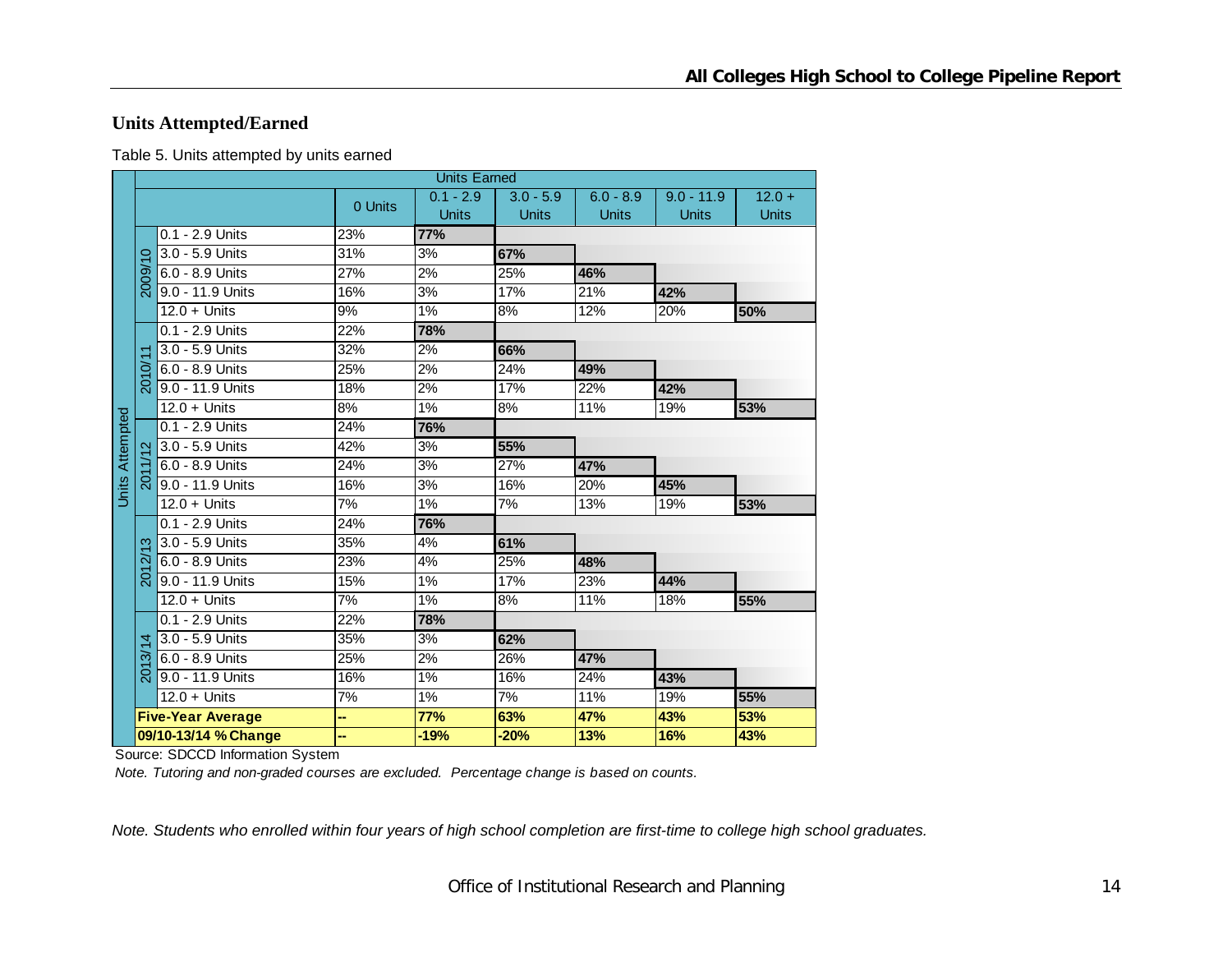### Units Attempted/Earned

Table 5. Units attempted by units earned

| Units Attempted | | | Units Earned | | | | | |
|---|---|---|---|---|---|---|---|---|
| | | | 0 Units | 0.1 - 2.9 Units | 3.0 - 5.9 Units | 6.0 - 8.9 Units | 9.0 - 11.9 Units | 12.0 + Units |
| Units Attempted | 2009/10 | 0.1 - 2.9 Units | 23% | **77%** | | | | |
| | | 3.0 - 5.9 Units | 31% | 3% | **67%** | | | |
| | | 6.0 - 8.9 Units | 27% | 2% | 25% | **46%** | | |
| | | 9.0 - 11.9 Units | 16% | 3% | 17% | 21% | **42%** | |
| | | 12.0 + Units | 9% | 1% | 8% | 12% | 20% | **50%** |
| | 2010/11 | 0.1 - 2.9 Units | 22% | **78%** | | | | |
| | | 3.0 - 5.9 Units | 32% | 2% | **66%** | | | |
| | | 6.0 - 8.9 Units | 25% | 2% | 24% | **49%** | | |
| | | 9.0 - 11.9 Units | 18% | 2% | 17% | 22% | **42%** | |
| | | 12.0 + Units | 8% | 1% | 8% | 11% | 19% | **53%** |
| | 2011/12 | 0.1 - 2.9 Units | 24% | **76%** | | | | |
| | | 3.0 - 5.9 Units | 42% | 3% | **55%** | | | |
| | | 6.0 - 8.9 Units | 24% | 3% | 27% | **47%** | | |
| | | 9.0 - 11.9 Units | 16% | 3% | 16% | 20% | **45%** | |
| | | 12.0 + Units | 7% | 1% | 7% | 13% | 19% | **53%** |
| | 2012/13 | 0.1 - 2.9 Units | 24% | **76%** | | | | |
| | | 3.0 - 5.9 Units | 35% | 4% | **61%** | | | |
| | | 6.0 - 8.9 Units | 23% | 4% | 25% | **48%** | | |
| | | 9.0 - 11.9 Units | 15% | 1% | 17% | 23% | **44%** | |
| | | 12.0 + Units | 7% | 1% | 8% | 11% | 18% | **55%** |
| | 2013/14 | 0.1 - 2.9 Units | 22% | **78%** | | | | |
| | | 3.0 - 5.9 Units | 35% | 3% | **62%** | | | |
| | | 6.0 - 8.9 Units | 25% | 2% | 26% | **47%** | | |
| | | 9.0 - 11.9 Units | 16% | 1% | 16% | 24% | **43%** | |
| | | 12.0 + Units | 7% | 1% | 7% | 11% | 19% | **55%** |
| | **Five-Year Average** | | **--** | **77%** | **63%** | **47%** | **43%** | **53%** |
| | **09/10-13/14 % Change** | | **--** | **-19%** | **-20%** | **13%** | **16%** | **43%** |

Source: SDCCD Information System

*Note. Tutoring and non-graded courses are excluded. Percentage change is based on counts.*

*Note. Students who enrolled within four years of high school completion are first-time to college high school graduates.*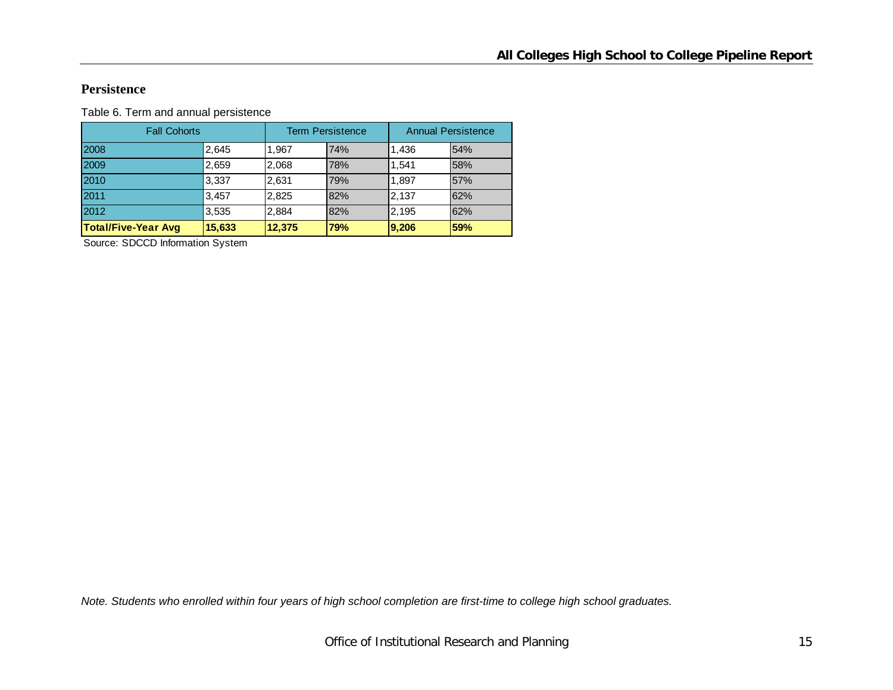## Persistence

Table 6. Term and annual persistence

| Fall Cohorts | | Term Persistence | | Annual Persistence | |
|---|---|---|---|---|---|
| 2008 | 2,645 | 1,967 | 74% | 1,436 | 54% |
| 2009 | 2,659 | 2,068 | 78% | 1,541 | 58% |
| 2010 | 3,337 | 2,631 | 79% | 1,897 | 57% |
| 2011 | 3,457 | 2,825 | 82% | 2,137 | 62% |
| 2012 | 3,535 | 2,884 | 82% | 2,195 | 62% |
| **Total/Five-Year Avg** | **15,633** | **12,375** | **79%** | **9,206** | **59%** |

Source: SDCCD Information System

*Note. Students who enrolled within four years of high school completion are first-time to college high school graduates.*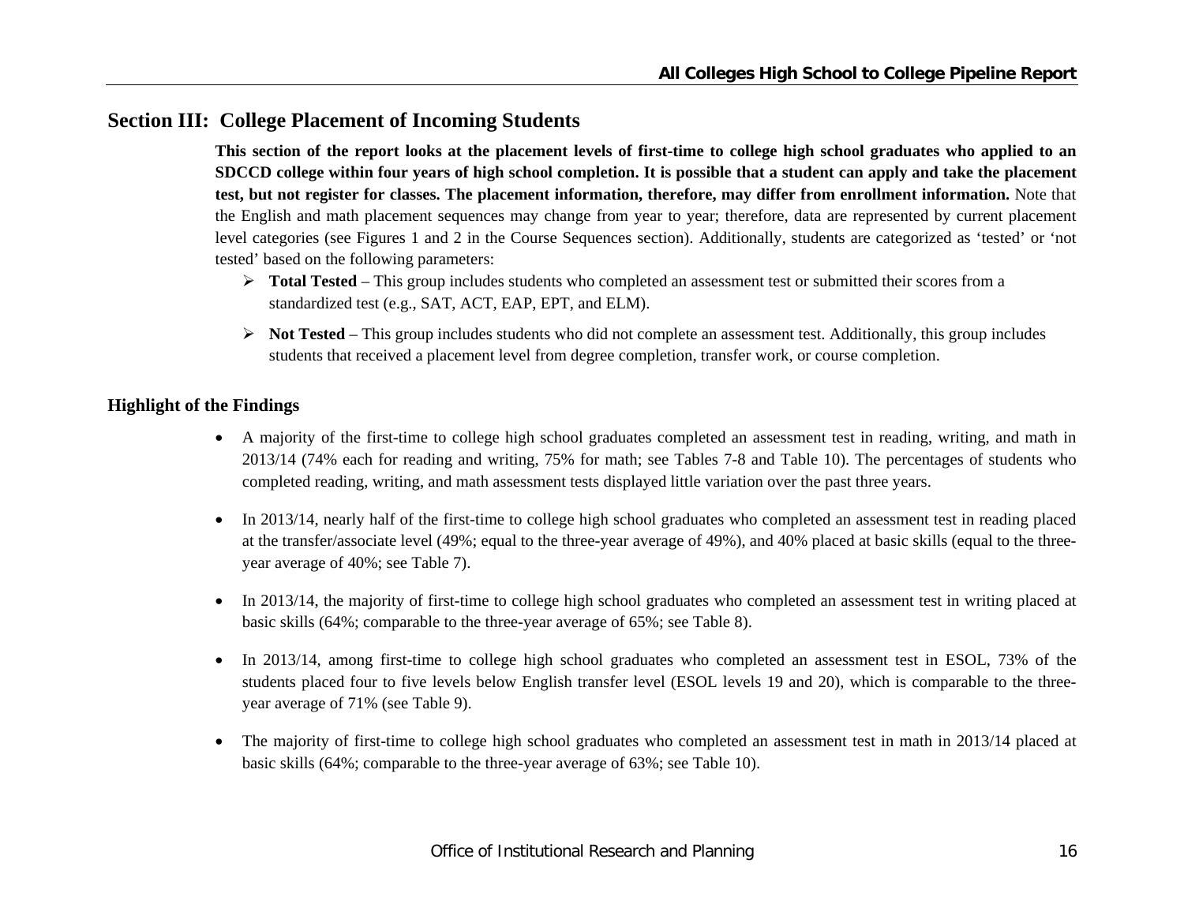## Section III: College Placement of Incoming Students

**This section of the report looks at the placement levels of first-time to college high school graduates who applied to an SDCCD college within four years of high school completion. It is possible that a student can apply and take the placement test, but not register for classes. The placement information, therefore, may differ from enrollment information.** Note that the English and math placement sequences may change from year to year; therefore, data are represented by current placement level categories (see Figures 1 and 2 in the Course Sequences section). Additionally, students are categorized as 'tested' or 'not tested' based on the following parameters:

- **Total Tested** – This group includes students who completed an assessment test or submitted their scores from a standardized test (e.g., SAT, ACT, EAP, EPT, and ELM).
- **Not Tested** – This group includes students who did not complete an assessment test. Additionally, this group includes students that received a placement level from degree completion, transfer work, or course completion.

### Highlight of the Findings

- A majority of the first-time to college high school graduates completed an assessment test in reading, writing, and math in 2013/14 (74% each for reading and writing, 75% for math; see Tables 7-8 and Table 10). The percentages of students who completed reading, writing, and math assessment tests displayed little variation over the past three years.
- In 2013/14, nearly half of the first-time to college high school graduates who completed an assessment test in reading placed at the transfer/associate level (49%; equal to the three-year average of 49%), and 40% placed at basic skills (equal to the three-year average of 40%; see Table 7).
- In 2013/14, the majority of first-time to college high school graduates who completed an assessment test in writing placed at basic skills (64%; comparable to the three-year average of 65%; see Table 8).
- In 2013/14, among first-time to college high school graduates who completed an assessment test in ESOL, 73% of the students placed four to five levels below English transfer level (ESOL levels 19 and 20), which is comparable to the three-year average of 71% (see Table 9).
- The majority of first-time to college high school graduates who completed an assessment test in math in 2013/14 placed at basic skills (64%; comparable to the three-year average of 63%; see Table 10).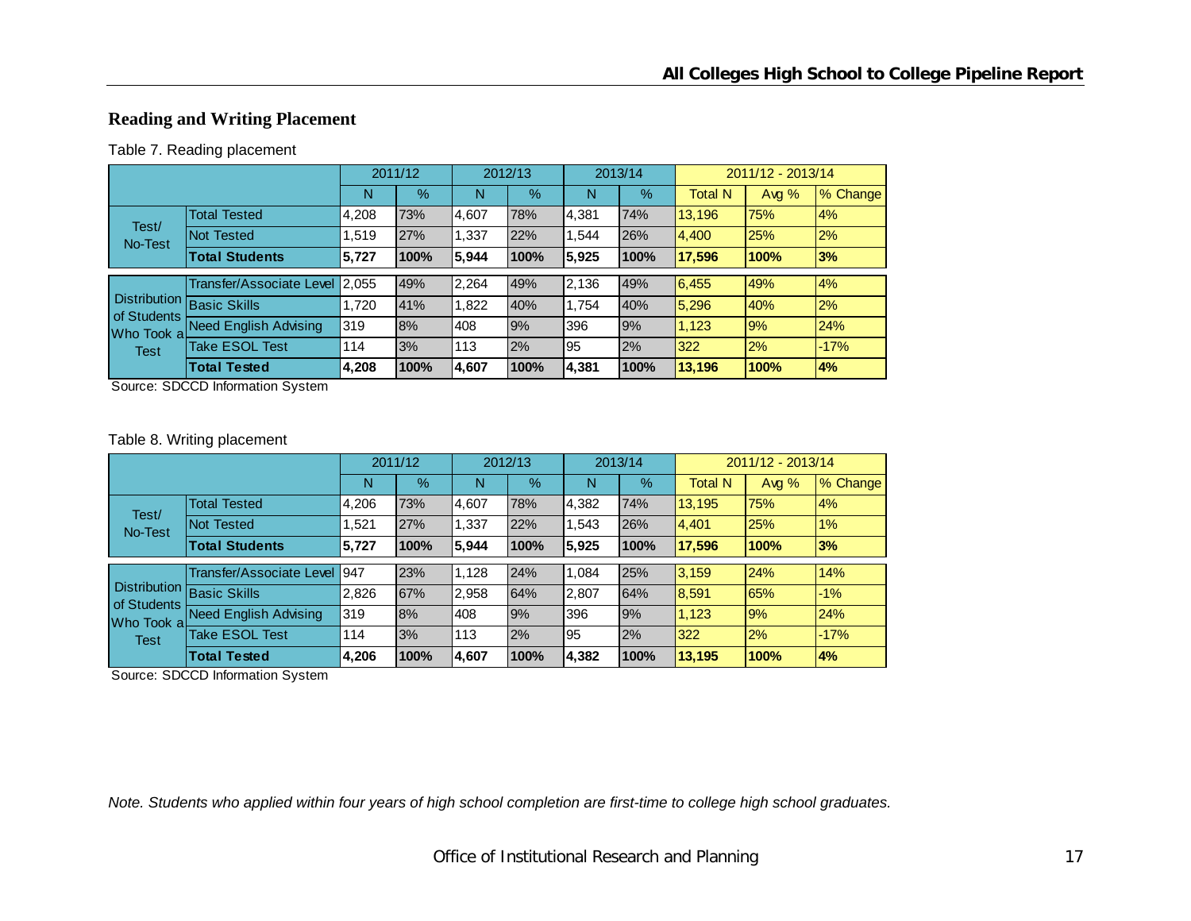## Reading and Writing Placement

Table 7. Reading placement

| | | 2011/12 | | 2012/13 | | 2013/14 | | 2011/12 - 2013/14 | | |
|---|---|---|---|---|---|---|---|---|---|---|
| | | N | % | N | % | N | % | Total N | Avg % | % Change |
| Test/ No-Test | Total Tested | 4,208 | 73% | 4,607 | 78% | 4,381 | 74% | 13,196 | 75% | 4% |
| | Not Tested | 1,519 | 27% | 1,337 | 22% | 1,544 | 26% | 4,400 | 25% | 2% |
| | **Total Students** | **5,727** | **100%** | **5,944** | **100%** | **5,925** | **100%** | **17,596** | **100%** | **3%** |
| Distribution of Students Who Took a Test | Transfer/Associate Level | 2,055 | 49% | 2,264 | 49% | 2,136 | 49% | 6,455 | 49% | 4% |
| | Basic Skills | 1,720 | 41% | 1,822 | 40% | 1,754 | 40% | 5,296 | 40% | 2% |
| | Need English Advising | 319 | 8% | 408 | 9% | 396 | 9% | 1,123 | 9% | 24% |
| | Take ESOL Test | 114 | 3% | 113 | 2% | 95 | 2% | 322 | 2% | -17% |
| | **Total Tested** | **4,208** | **100%** | **4,607** | **100%** | **4,381** | **100%** | **13,196** | **100%** | **4%** |

Source: SDCCD Information System

Table 8. Writing placement

| | | 2011/12 | | 2012/13 | | 2013/14 | | 2011/12 - 2013/14 | | |
|---|---|---|---|---|---|---|---|---|---|---|
| | | N | % | N | % | N | % | Total N | Avg % | % Change |
| Test/ No-Test | Total Tested | 4,206 | 73% | 4,607 | 78% | 4,382 | 74% | 13,195 | 75% | 4% |
| | Not Tested | 1,521 | 27% | 1,337 | 22% | 1,543 | 26% | 4,401 | 25% | 1% |
| | **Total Students** | **5,727** | **100%** | **5,944** | **100%** | **5,925** | **100%** | **17,596** | **100%** | **3%** |
| Distribution of Students Who Took a Test | Transfer/Associate Level | 947 | 23% | 1,128 | 24% | 1,084 | 25% | 3,159 | 24% | 14% |
| | Basic Skills | 2,826 | 67% | 2,958 | 64% | 2,807 | 64% | 8,591 | 65% | -1% |
| | Need English Advising | 319 | 8% | 408 | 9% | 396 | 9% | 1,123 | 9% | 24% |
| | Take ESOL Test | 114 | 3% | 113 | 2% | 95 | 2% | 322 | 2% | -17% |
| | **Total Tested** | **4,206** | **100%** | **4,607** | **100%** | **4,382** | **100%** | **13,195** | **100%** | **4%** |

Source: SDCCD Information System

*Note. Students who applied within four years of high school completion are first-time to college high school graduates.*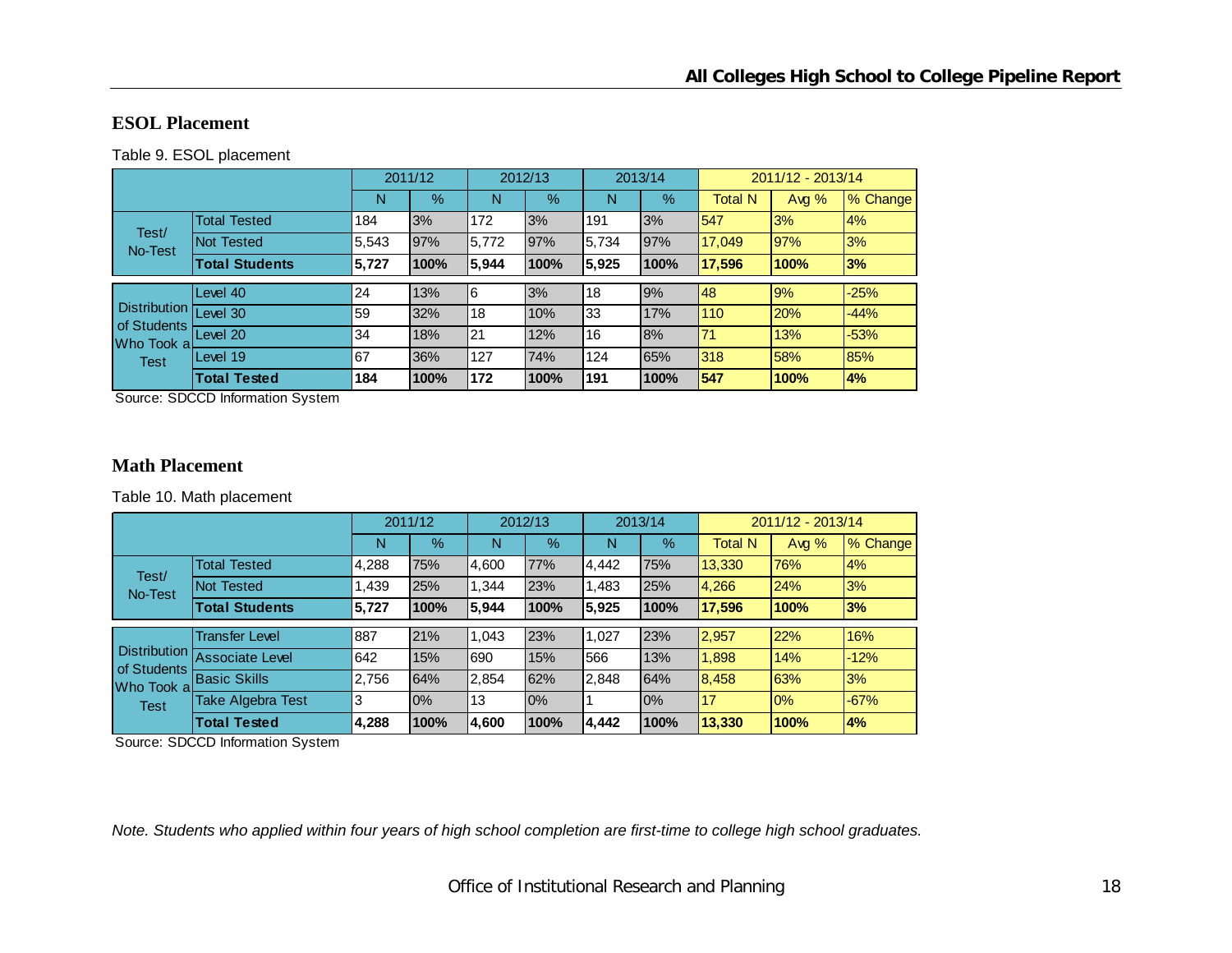## ESOL Placement

Table 9. ESOL placement

| | | 2011/12 | | 2012/13 | | 2013/14 | | 2011/12 - 2013/14 | | |
|---|---|---|---|---|---|---|---|---|---|---|
| | | N | % | N | % | N | % | Total N | Avg % | % Change |
| Test/ No-Test | Total Tested | 184 | 3% | 172 | 3% | 191 | 3% | 547 | 3% | 4% |
| | Not Tested | 5,543 | 97% | 5,772 | 97% | 5,734 | 97% | 17,049 | 97% | 3% |
| | **Total Students** | **5,727** | **100%** | **5,944** | **100%** | **5,925** | **100%** | **17,596** | **100%** | **3%** |
| Distribution of Students Who Took a Test | Level 40 | 24 | 13% | 6 | 3% | 18 | 9% | 48 | 9% | -25% |
| | Level 30 | 59 | 32% | 18 | 10% | 33 | 17% | 110 | 20% | -44% |
| | Level 20 | 34 | 18% | 21 | 12% | 16 | 8% | 71 | 13% | -53% |
| | Level 19 | 67 | 36% | 127 | 74% | 124 | 65% | 318 | 58% | 85% |
| | **Total Tested** | **184** | **100%** | **172** | **100%** | **191** | **100%** | **547** | **100%** | **4%** |

Source: SDCCD Information System

## Math Placement

Table 10. Math placement

| | | 2011/12 | | 2012/13 | | 2013/14 | | 2011/12 - 2013/14 | | |
|---|---|---|---|---|---|---|---|---|---|---|
| | | N | % | N | % | N | % | Total N | Avg % | % Change |
| Test/ No-Test | Total Tested | 4,288 | 75% | 4,600 | 77% | 4,442 | 75% | 13,330 | 76% | 4% |
| | Not Tested | 1,439 | 25% | 1,344 | 23% | 1,483 | 25% | 4,266 | 24% | 3% |
| | **Total Students** | **5,727** | **100%** | **5,944** | **100%** | **5,925** | **100%** | **17,596** | **100%** | **3%** |
| Distribution of Students Who Took a Test | Transfer Level | 887 | 21% | 1,043 | 23% | 1,027 | 23% | 2,957 | 22% | 16% |
| | Associate Level | 642 | 15% | 690 | 15% | 566 | 13% | 1,898 | 14% | -12% |
| | Basic Skills | 2,756 | 64% | 2,854 | 62% | 2,848 | 64% | 8,458 | 63% | 3% |
| | Take Algebra Test | 3 | 0% | 13 | 0% | 1 | 0% | 17 | 0% | -67% |
| | **Total Tested** | **4,288** | **100%** | **4,600** | **100%** | **4,442** | **100%** | **13,330** | **100%** | **4%** |

Source: SDCCD Information System

*Note. Students who applied within four years of high school completion are first-time to college high school graduates.*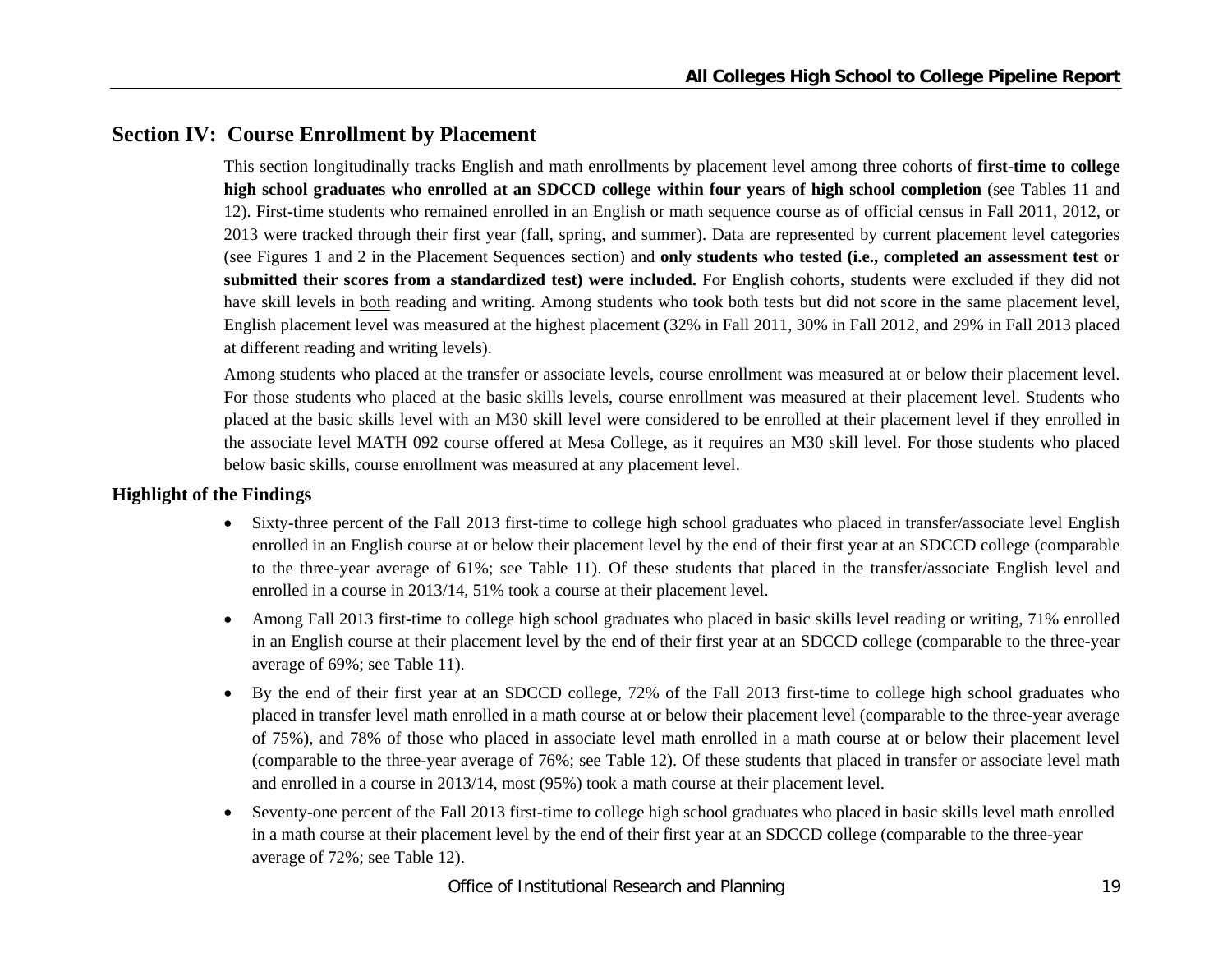## Section IV: Course Enrollment by Placement

This section longitudinally tracks English and math enrollments by placement level among three cohorts of **first-time to college high school graduates who enrolled at an SDCCD college within four years of high school completion** (see Tables 11 and 12). First-time students who remained enrolled in an English or math sequence course as of official census in Fall 2011, 2012, or 2013 were tracked through their first year (fall, spring, and summer). Data are represented by current placement level categories (see Figures 1 and 2 in the Placement Sequences section) and **only students who tested (i.e., completed an assessment test or submitted their scores from a standardized test) were included.** For English cohorts, students were excluded if they did not have skill levels in both reading and writing. Among students who took both tests but did not score in the same placement level, English placement level was measured at the highest placement (32% in Fall 2011, 30% in Fall 2012, and 29% in Fall 2013 placed at different reading and writing levels).

Among students who placed at the transfer or associate levels, course enrollment was measured at or below their placement level. For those students who placed at the basic skills levels, course enrollment was measured at their placement level. Students who placed at the basic skills level with an M30 skill level were considered to be enrolled at their placement level if they enrolled in the associate level MATH 092 course offered at Mesa College, as it requires an M30 skill level. For those students who placed below basic skills, course enrollment was measured at any placement level.

### Highlight of the Findings

- Sixty-three percent of the Fall 2013 first-time to college high school graduates who placed in transfer/associate level English enrolled in an English course at or below their placement level by the end of their first year at an SDCCD college (comparable to the three-year average of 61%; see Table 11). Of these students that placed in the transfer/associate English level and enrolled in a course in 2013/14, 51% took a course at their placement level.
- Among Fall 2013 first-time to college high school graduates who placed in basic skills level reading or writing, 71% enrolled in an English course at their placement level by the end of their first year at an SDCCD college (comparable to the three-year average of 69%; see Table 11).
- By the end of their first year at an SDCCD college, 72% of the Fall 2013 first-time to college high school graduates who placed in transfer level math enrolled in a math course at or below their placement level (comparable to the three-year average of 75%), and 78% of those who placed in associate level math enrolled in a math course at or below their placement level (comparable to the three-year average of 76%; see Table 12). Of these students that placed in transfer or associate level math and enrolled in a course in 2013/14, most (95%) took a math course at their placement level.
- Seventy-one percent of the Fall 2013 first-time to college high school graduates who placed in basic skills level math enrolled in a math course at their placement level by the end of their first year at an SDCCD college (comparable to the three-year average of 72%; see Table 12).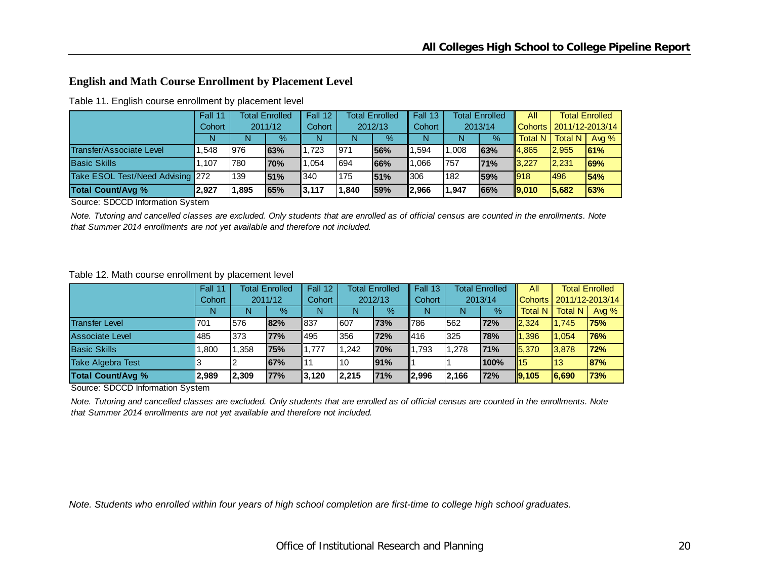## English and Math Course Enrollment by Placement Level

Table 11. English course enrollment by placement level

| | Fall 11 Cohort | Total Enrolled 2011/12 | | Fall 12 Cohort | Total Enrolled 2012/13 | | Fall 13 Cohort | Total Enrolled 2013/14 | | All Cohorts | Total Enrolled 2011/12-2013/14 | |
|---|---|---|---|---|---|---|---|---|---|---|---|---|
| | N | N | % | N | N | % | N | N | % | Total N | Total N | Avg % |
| Transfer/Associate Level | 1,548 | 976 | **63%** | 1,723 | 971 | **56%** | 1,594 | 1,008 | **63%** | 4,865 | 2,955 | **61%** |
| Basic Skills | 1,107 | 780 | **70%** | 1,054 | 694 | **66%** | 1,066 | 757 | **71%** | 3,227 | 2,231 | **69%** |
| Take ESOL Test/Need Advising | 272 | 139 | **51%** | 340 | 175 | **51%** | 306 | 182 | **59%** | 918 | 496 | **54%** |
| **Total Count/Avg %** | **2,927** | **1,895** | **65%** | **3,117** | **1,840** | **59%** | **2,966** | **1,947** | **66%** | **9,010** | **5,682** | **63%** |

Source: SDCCD Information System

*Note. Tutoring and cancelled classes are excluded. Only students that are enrolled as of official census are counted in the enrollments. Note that Summer 2014 enrollments are not yet available and therefore not included.*

Table 12. Math course enrollment by placement level

| | Fall 11 Cohort | Total Enrolled 2011/12 | | Fall 12 Cohort | Total Enrolled 2012/13 | | Fall 13 Cohort | Total Enrolled 2013/14 | | All Cohorts | Total Enrolled 2011/12-2013/14 | |
|---|---|---|---|---|---|---|---|---|---|---|---|---|
| | N | N | % | N | N | % | N | N | % | Total N | Total N | Avg % |
| Transfer Level | 701 | 576 | **82%** | 837 | 607 | **73%** | 786 | 562 | **72%** | 2,324 | 1,745 | **75%** |
| Associate Level | 485 | 373 | **77%** | 495 | 356 | **72%** | 416 | 325 | **78%** | 1,396 | 1,054 | **76%** |
| Basic Skills | 1,800 | 1,358 | **75%** | 1,777 | 1,242 | **70%** | 1,793 | 1,278 | **71%** | 5,370 | 3,878 | **72%** |
| Take Algebra Test | 3 | 2 | **67%** | 11 | 10 | **91%** | 1 | 1 | **100%** | 15 | 13 | **87%** |
| **Total Count/Avg %** | **2,989** | **2,309** | **77%** | **3,120** | **2,215** | **71%** | **2,996** | **2,166** | **72%** | **9,105** | **6,690** | **73%** |

Source: SDCCD Information System

*Note. Tutoring and cancelled classes are excluded. Only students that are enrolled as of official census are counted in the enrollments. Note that Summer 2014 enrollments are not yet available and therefore not included.*

*Note. Students who enrolled within four years of high school completion are first-time to college high school graduates.*